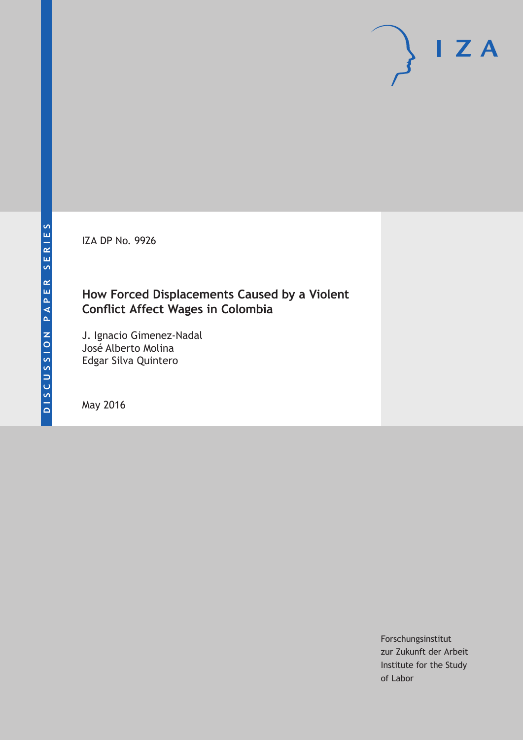IZA DP No. 9926

# How Forced Displacements Caused by a Violent Conflict Affect Wages in Colombia

J. Ignacio Gimenez-Nadal
José Alberto Molina
Edgar Silva Quintero

May 2016

Forschungsinstitut
zur Zukunft der Arbeit
Institute for the Study
of Labor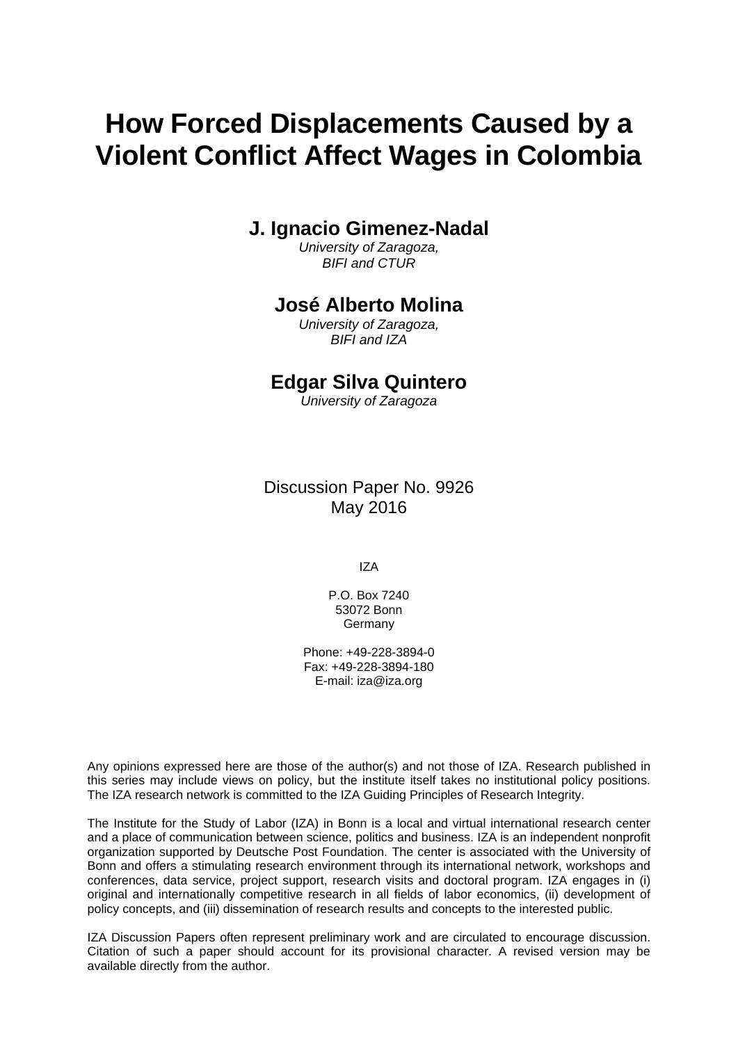# How Forced Displacements Caused by a Violent Conflict Affect Wages in Colombia

## J. Ignacio Gimenez-Nadal

*University of Zaragoza,*
*BIFI and CTUR*

## José Alberto Molina

*University of Zaragoza,*
*BIFI and IZA*

## Edgar Silva Quintero

*University of Zaragoza*

Discussion Paper No. 9926
May 2016

IZA

P.O. Box 7240
53072 Bonn
Germany

Phone: +49-228-3894-0
Fax: +49-228-3894-180
E-mail: iza@iza.org

Any opinions expressed here are those of the author(s) and not those of IZA. Research published in this series may include views on policy, but the institute itself takes no institutional policy positions. The IZA research network is committed to the IZA Guiding Principles of Research Integrity.

The Institute for the Study of Labor (IZA) in Bonn is a local and virtual international research center and a place of communication between science, politics and business. IZA is an independent nonprofit organization supported by Deutsche Post Foundation. The center is associated with the University of Bonn and offers a stimulating research environment through its international network, workshops and conferences, data service, project support, research visits and doctoral program. IZA engages in (i) original and internationally competitive research in all fields of labor economics, (ii) development of policy concepts, and (iii) dissemination of research results and concepts to the interested public.

IZA Discussion Papers often represent preliminary work and are circulated to encourage discussion. Citation of such a paper should account for its provisional character. A revised version may be available directly from the author.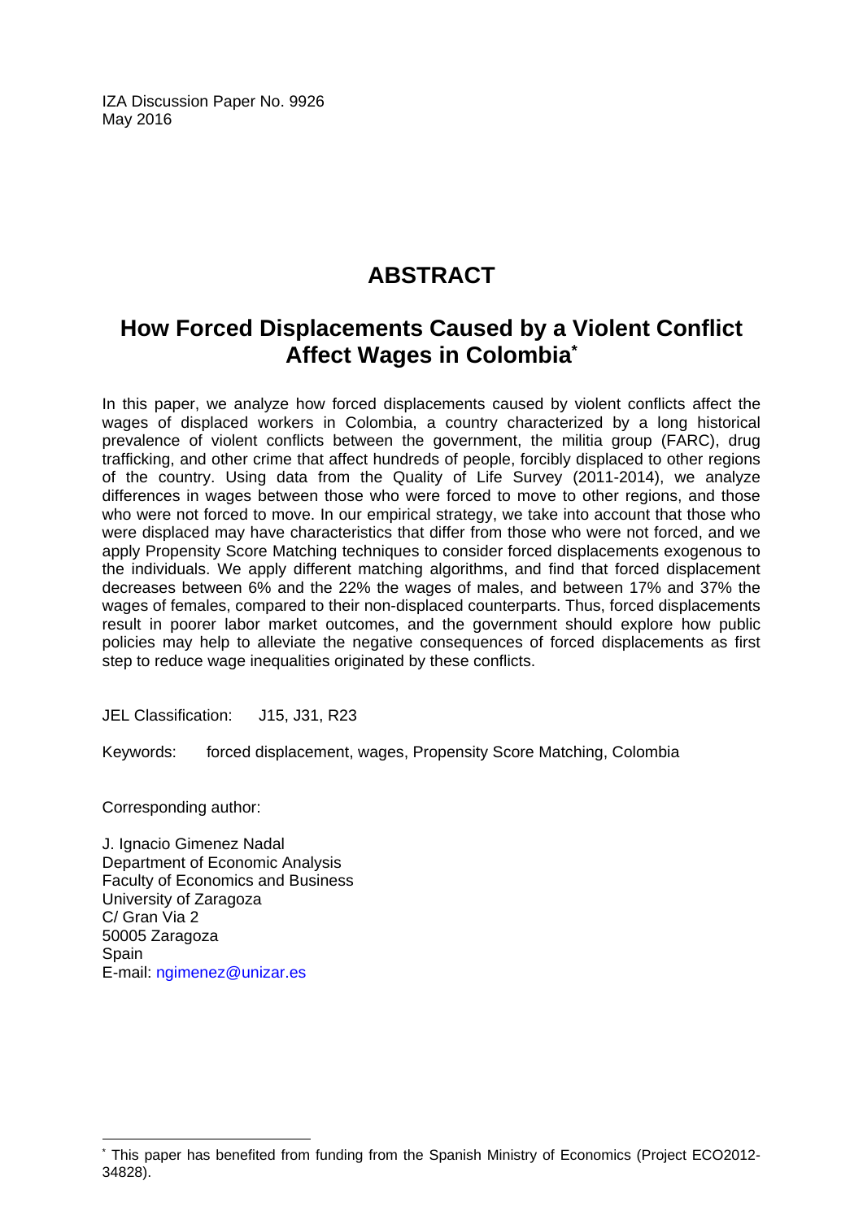IZA Discussion Paper No. 9926
May 2016

# ABSTRACT

## How Forced Displacements Caused by a Violent Conflict Affect Wages in Colombia[*]

In this paper, we analyze how forced displacements caused by violent conflicts affect the wages of displaced workers in Colombia, a country characterized by a long historical prevalence of violent conflicts between the government, the militia group (FARC), drug trafficking, and other crime that affect hundreds of people, forcibly displaced to other regions of the country. Using data from the Quality of Life Survey (2011-2014), we analyze differences in wages between those who were forced to move to other regions, and those who were not forced to move. In our empirical strategy, we take into account that those who were displaced may have characteristics that differ from those who were not forced, and we apply Propensity Score Matching techniques to consider forced displacements exogenous to the individuals. We apply different matching algorithms, and find that forced displacement decreases between 6% and the 22% the wages of males, and between 17% and 37% the wages of females, compared to their non-displaced counterparts. Thus, forced displacements result in poorer labor market outcomes, and the government should explore how public policies may help to alleviate the negative consequences of forced displacements as first step to reduce wage inequalities originated by these conflicts.

JEL Classification: J15, J31, R23

Keywords: forced displacement, wages, Propensity Score Matching, Colombia

Corresponding author:

J. Ignacio Gimenez Nadal
Department of Economic Analysis
Faculty of Economics and Business
University of Zaragoza
C/ Gran Via 2
50005 Zaragoza
Spain
E-mail: ngimenez@unizar.es

---

[*] This paper has benefited from funding from the Spanish Ministry of Economics (Project ECO2012-34828).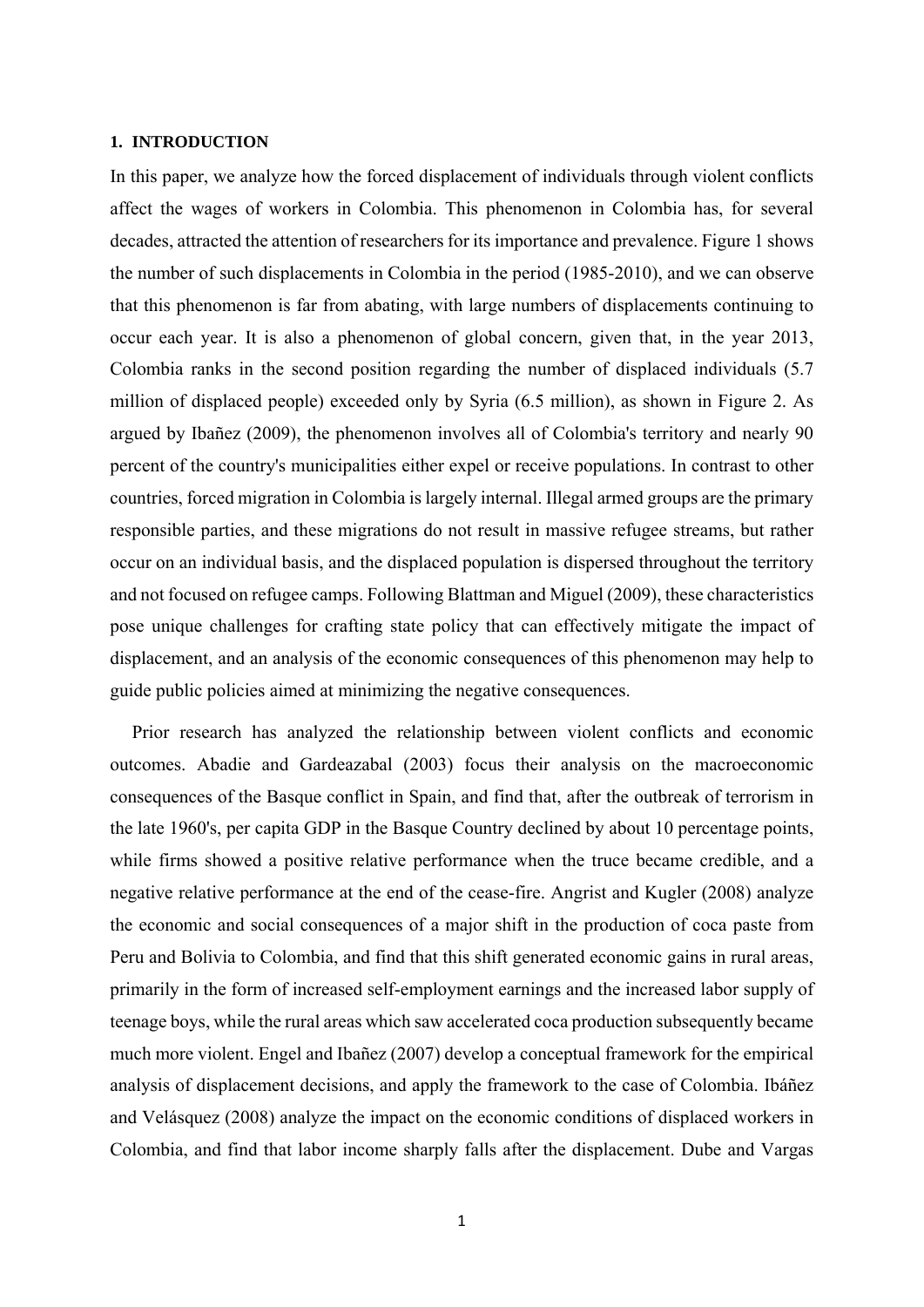## 1. INTRODUCTION

In this paper, we analyze how the forced displacement of individuals through violent conflicts affect the wages of workers in Colombia. This phenomenon in Colombia has, for several decades, attracted the attention of researchers for its importance and prevalence. Figure 1 shows the number of such displacements in Colombia in the period (1985-2010), and we can observe that this phenomenon is far from abating, with large numbers of displacements continuing to occur each year. It is also a phenomenon of global concern, given that, in the year 2013, Colombia ranks in the second position regarding the number of displaced individuals (5.7 million of displaced people) exceeded only by Syria (6.5 million), as shown in Figure 2. As argued by Ibañez (2009), the phenomenon involves all of Colombia's territory and nearly 90 percent of the country's municipalities either expel or receive populations. In contrast to other countries, forced migration in Colombia is largely internal. Illegal armed groups are the primary responsible parties, and these migrations do not result in massive refugee streams, but rather occur on an individual basis, and the displaced population is dispersed throughout the territory and not focused on refugee camps. Following Blattman and Miguel (2009), these characteristics pose unique challenges for crafting state policy that can effectively mitigate the impact of displacement, and an analysis of the economic consequences of this phenomenon may help to guide public policies aimed at minimizing the negative consequences.

Prior research has analyzed the relationship between violent conflicts and economic outcomes. Abadie and Gardeazabal (2003) focus their analysis on the macroeconomic consequences of the Basque conflict in Spain, and find that, after the outbreak of terrorism in the late 1960's, per capita GDP in the Basque Country declined by about 10 percentage points, while firms showed a positive relative performance when the truce became credible, and a negative relative performance at the end of the cease-fire. Angrist and Kugler (2008) analyze the economic and social consequences of a major shift in the production of coca paste from Peru and Bolivia to Colombia, and find that this shift generated economic gains in rural areas, primarily in the form of increased self-employment earnings and the increased labor supply of teenage boys, while the rural areas which saw accelerated coca production subsequently became much more violent. Engel and Ibañez (2007) develop a conceptual framework for the empirical analysis of displacement decisions, and apply the framework to the case of Colombia. Ibáñez and Velásquez (2008) analyze the impact on the economic conditions of displaced workers in Colombia, and find that labor income sharply falls after the displacement. Dube and Vargas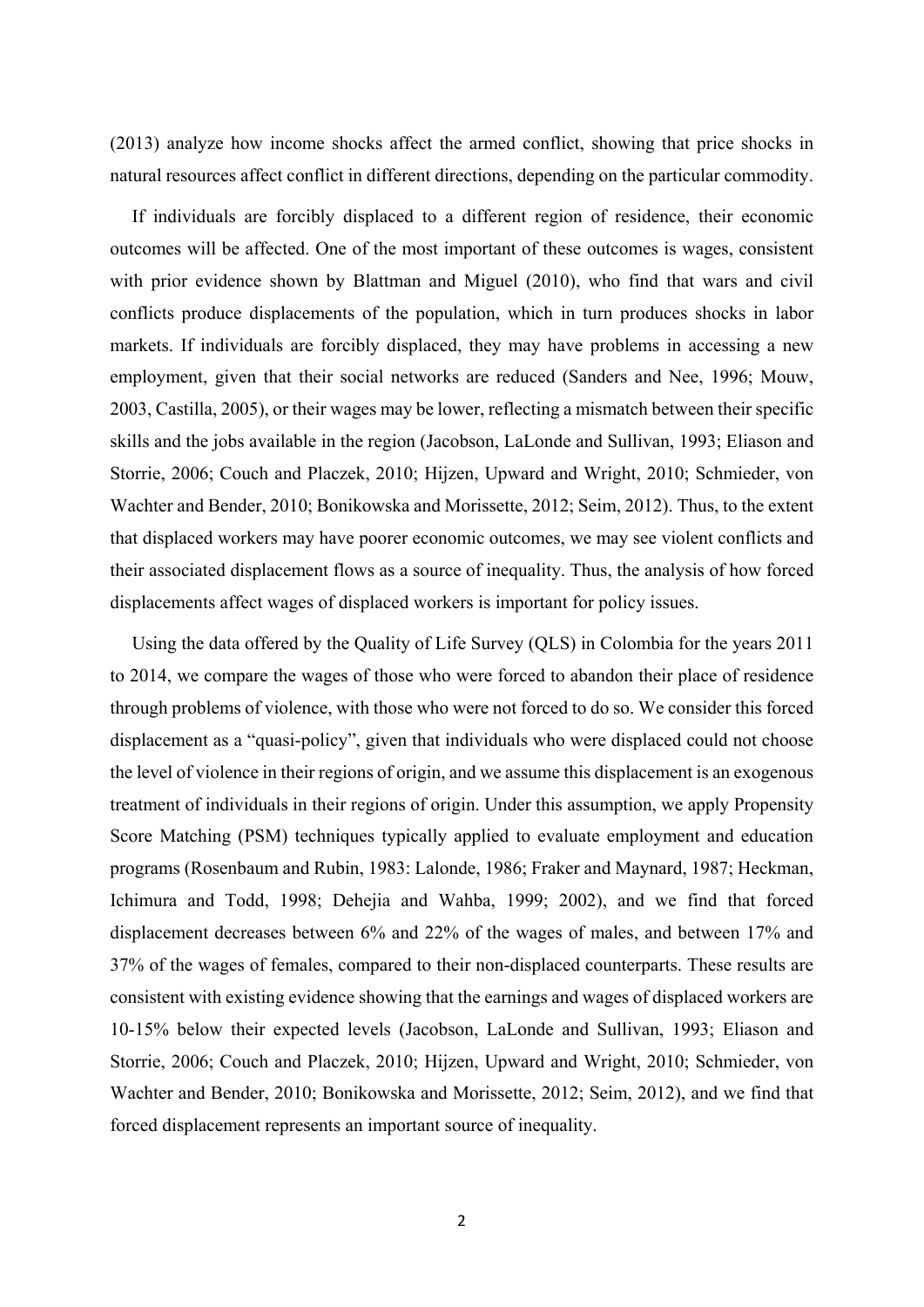(2013) analyze how income shocks affect the armed conflict, showing that price shocks in natural resources affect conflict in different directions, depending on the particular commodity.

If individuals are forcibly displaced to a different region of residence, their economic outcomes will be affected. One of the most important of these outcomes is wages, consistent with prior evidence shown by Blattman and Miguel (2010), who find that wars and civil conflicts produce displacements of the population, which in turn produces shocks in labor markets. If individuals are forcibly displaced, they may have problems in accessing a new employment, given that their social networks are reduced (Sanders and Nee, 1996; Mouw, 2003, Castilla, 2005), or their wages may be lower, reflecting a mismatch between their specific skills and the jobs available in the region (Jacobson, LaLonde and Sullivan, 1993; Eliason and Storrie, 2006; Couch and Placzek, 2010; Hijzen, Upward and Wright, 2010; Schmieder, von Wachter and Bender, 2010; Bonikowska and Morissette, 2012; Seim, 2012). Thus, to the extent that displaced workers may have poorer economic outcomes, we may see violent conflicts and their associated displacement flows as a source of inequality. Thus, the analysis of how forced displacements affect wages of displaced workers is important for policy issues.

Using the data offered by the Quality of Life Survey (QLS) in Colombia for the years 2011 to 2014, we compare the wages of those who were forced to abandon their place of residence through problems of violence, with those who were not forced to do so. We consider this forced displacement as a "quasi-policy", given that individuals who were displaced could not choose the level of violence in their regions of origin, and we assume this displacement is an exogenous treatment of individuals in their regions of origin. Under this assumption, we apply Propensity Score Matching (PSM) techniques typically applied to evaluate employment and education programs (Rosenbaum and Rubin, 1983: Lalonde, 1986; Fraker and Maynard, 1987; Heckman, Ichimura and Todd, 1998; Dehejia and Wahba, 1999; 2002), and we find that forced displacement decreases between 6% and 22% of the wages of males, and between 17% and 37% of the wages of females, compared to their non-displaced counterparts. These results are consistent with existing evidence showing that the earnings and wages of displaced workers are 10-15% below their expected levels (Jacobson, LaLonde and Sullivan, 1993; Eliason and Storrie, 2006; Couch and Placzek, 2010; Hijzen, Upward and Wright, 2010; Schmieder, von Wachter and Bender, 2010; Bonikowska and Morissette, 2012; Seim, 2012), and we find that forced displacement represents an important source of inequality.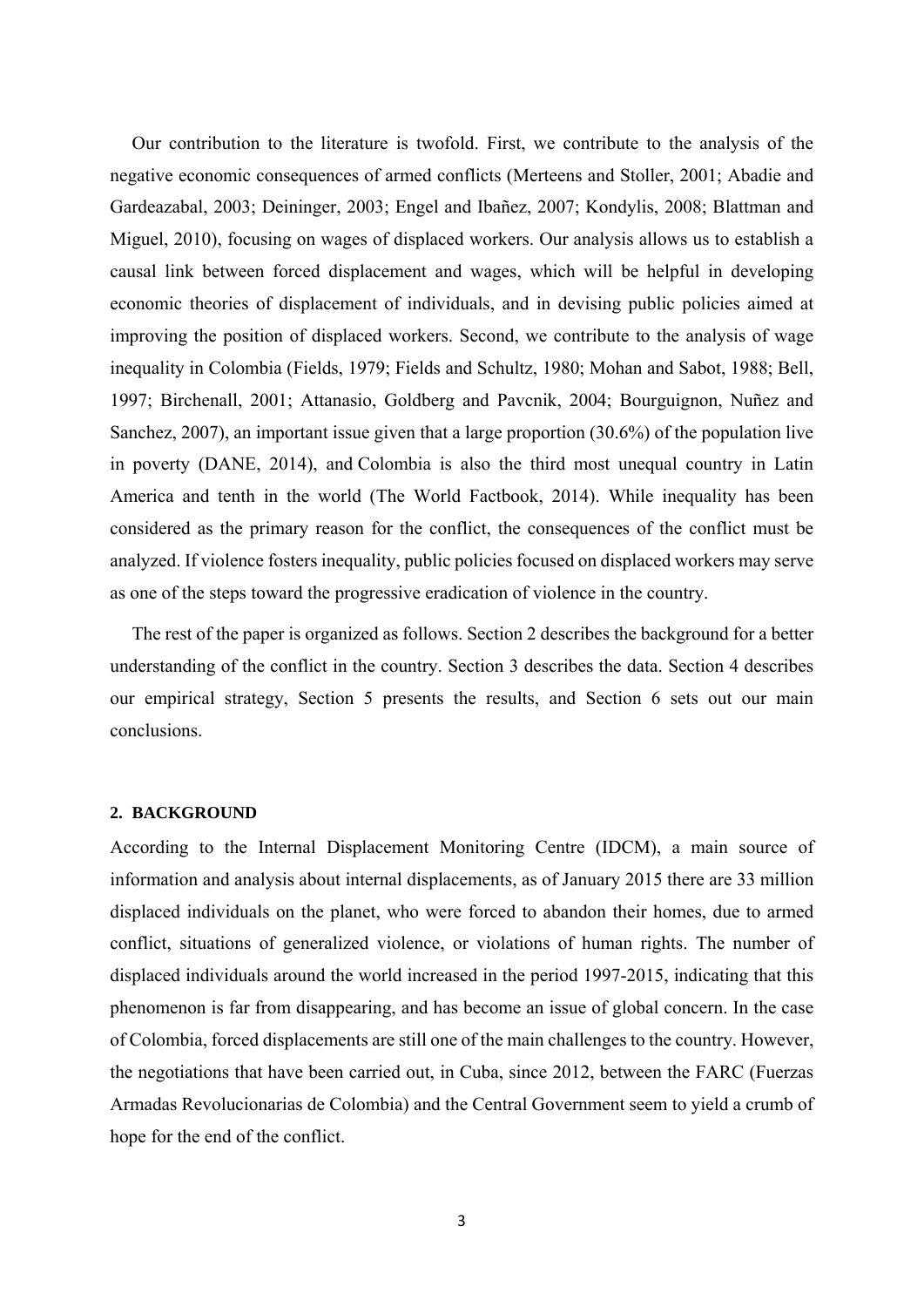Our contribution to the literature is twofold. First, we contribute to the analysis of the negative economic consequences of armed conflicts (Merteens and Stoller, 2001; Abadie and Gardeazabal, 2003; Deininger, 2003; Engel and Ibañez, 2007; Kondylis, 2008; Blattman and Miguel, 2010), focusing on wages of displaced workers. Our analysis allows us to establish a causal link between forced displacement and wages, which will be helpful in developing economic theories of displacement of individuals, and in devising public policies aimed at improving the position of displaced workers. Second, we contribute to the analysis of wage inequality in Colombia (Fields, 1979; Fields and Schultz, 1980; Mohan and Sabot, 1988; Bell, 1997; Birchenall, 2001; Attanasio, Goldberg and Pavcnik, 2004; Bourguignon, Nuñez and Sanchez, 2007), an important issue given that a large proportion (30.6%) of the population live in poverty (DANE, 2014), and Colombia is also the third most unequal country in Latin America and tenth in the world (The World Factbook, 2014). While inequality has been considered as the primary reason for the conflict, the consequences of the conflict must be analyzed. If violence fosters inequality, public policies focused on displaced workers may serve as one of the steps toward the progressive eradication of violence in the country.

The rest of the paper is organized as follows. Section 2 describes the background for a better understanding of the conflict in the country. Section 3 describes the data. Section 4 describes our empirical strategy, Section 5 presents the results, and Section 6 sets out our main conclusions.

## 2. BACKGROUND

According to the Internal Displacement Monitoring Centre (IDCM), a main source of information and analysis about internal displacements, as of January 2015 there are 33 million displaced individuals on the planet, who were forced to abandon their homes, due to armed conflict, situations of generalized violence, or violations of human rights. The number of displaced individuals around the world increased in the period 1997-2015, indicating that this phenomenon is far from disappearing, and has become an issue of global concern. In the case of Colombia, forced displacements are still one of the main challenges to the country. However, the negotiations that have been carried out, in Cuba, since 2012, between the FARC (Fuerzas Armadas Revolucionarias de Colombia) and the Central Government seem to yield a crumb of hope for the end of the conflict.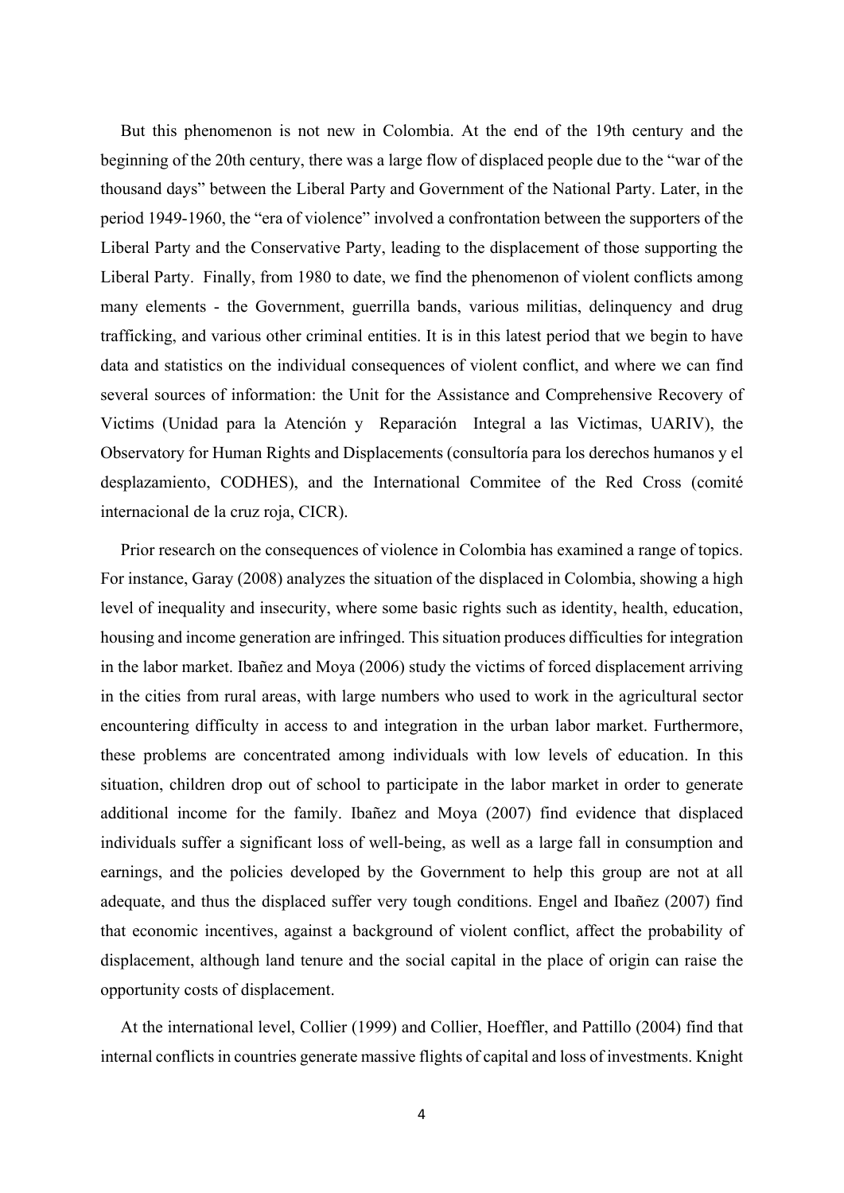But this phenomenon is not new in Colombia. At the end of the 19th century and the beginning of the 20th century, there was a large flow of displaced people due to the "war of the thousand days" between the Liberal Party and Government of the National Party. Later, in the period 1949-1960, the "era of violence" involved a confrontation between the supporters of the Liberal Party and the Conservative Party, leading to the displacement of those supporting the Liberal Party. Finally, from 1980 to date, we find the phenomenon of violent conflicts among many elements - the Government, guerrilla bands, various militias, delinquency and drug trafficking, and various other criminal entities. It is in this latest period that we begin to have data and statistics on the individual consequences of violent conflict, and where we can find several sources of information: the Unit for the Assistance and Comprehensive Recovery of Victims (Unidad para la Atención y Reparación Integral a las Victimas, UARIV), the Observatory for Human Rights and Displacements (consultoría para los derechos humanos y el desplazamiento, CODHES), and the International Commitee of the Red Cross (comité internacional de la cruz roja, CICR).

Prior research on the consequences of violence in Colombia has examined a range of topics. For instance, Garay (2008) analyzes the situation of the displaced in Colombia, showing a high level of inequality and insecurity, where some basic rights such as identity, health, education, housing and income generation are infringed. This situation produces difficulties for integration in the labor market. Ibañez and Moya (2006) study the victims of forced displacement arriving in the cities from rural areas, with large numbers who used to work in the agricultural sector encountering difficulty in access to and integration in the urban labor market. Furthermore, these problems are concentrated among individuals with low levels of education. In this situation, children drop out of school to participate in the labor market in order to generate additional income for the family. Ibañez and Moya (2007) find evidence that displaced individuals suffer a significant loss of well-being, as well as a large fall in consumption and earnings, and the policies developed by the Government to help this group are not at all adequate, and thus the displaced suffer very tough conditions. Engel and Ibañez (2007) find that economic incentives, against a background of violent conflict, affect the probability of displacement, although land tenure and the social capital in the place of origin can raise the opportunity costs of displacement.

At the international level, Collier (1999) and Collier, Hoeffler, and Pattillo (2004) find that internal conflicts in countries generate massive flights of capital and loss of investments. Knight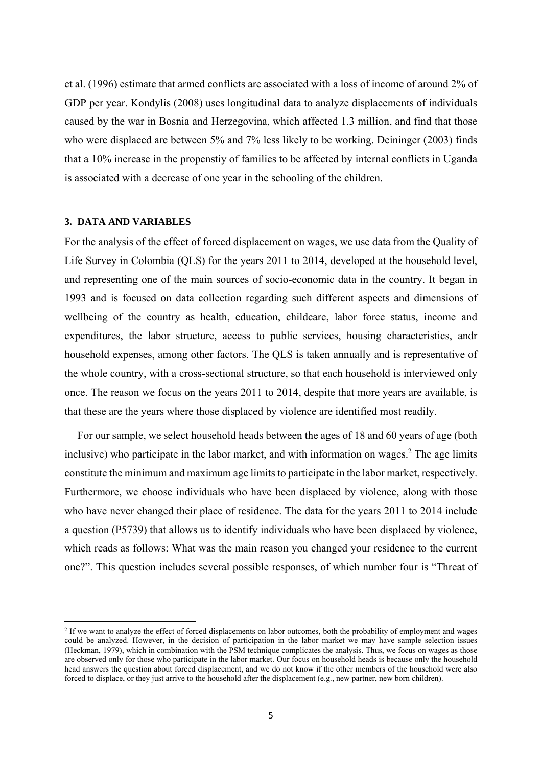et al. (1996) estimate that armed conflicts are associated with a loss of income of around 2% of GDP per year. Kondylis (2008) uses longitudinal data to analyze displacements of individuals caused by the war in Bosnia and Herzegovina, which affected 1.3 million, and find that those who were displaced are between 5% and 7% less likely to be working. Deininger (2003) finds that a 10% increase in the propenstiy of families to be affected by internal conflicts in Uganda is associated with a decrease of one year in the schooling of the children.

## 3. DATA AND VARIABLES

For the analysis of the effect of forced displacement on wages, we use data from the Quality of Life Survey in Colombia (QLS) for the years 2011 to 2014, developed at the household level, and representing one of the main sources of socio-economic data in the country. It began in 1993 and is focused on data collection regarding such different aspects and dimensions of wellbeing of the country as health, education, childcare, labor force status, income and expenditures, the labor structure, access to public services, housing characteristics, andr household expenses, among other factors. The QLS is taken annually and is representative of the whole country, with a cross-sectional structure, so that each household is interviewed only once. The reason we focus on the years 2011 to 2014, despite that more years are available, is that these are the years where those displaced by violence are identified most readily.

For our sample, we select household heads between the ages of 18 and 60 years of age (both inclusive) who participate in the labor market, and with information on wages.[2] The age limits constitute the minimum and maximum age limits to participate in the labor market, respectively. Furthermore, we choose individuals who have been displaced by violence, along with those who have never changed their place of residence. The data for the years 2011 to 2014 include a question (P5739) that allows us to identify individuals who have been displaced by violence, which reads as follows: What was the main reason you changed your residence to the current one?". This question includes several possible responses, of which number four is "Threat of

[2] If we want to analyze the effect of forced displacements on labor outcomes, both the probability of employment and wages could be analyzed. However, in the decision of participation in the labor market we may have sample selection issues (Heckman, 1979), which in combination with the PSM technique complicates the analysis. Thus, we focus on wages as those are observed only for those who participate in the labor market. Our focus on household heads is because only the household head answers the question about forced displacement, and we do not know if the other members of the household were also forced to displace, or they just arrive to the household after the displacement (e.g., new partner, new born children).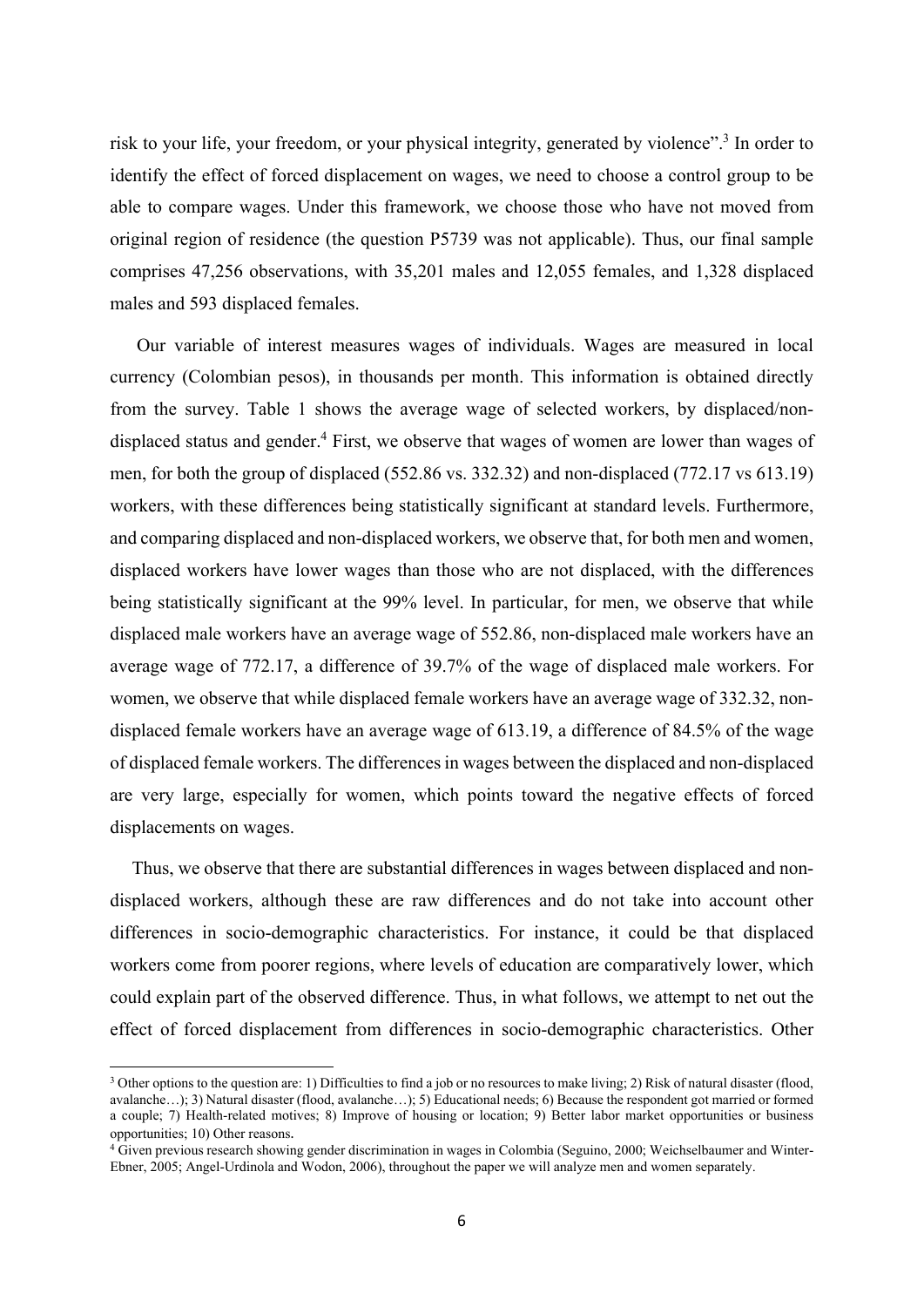risk to your life, your freedom, or your physical integrity, generated by violence".[3] In order to identify the effect of forced displacement on wages, we need to choose a control group to be able to compare wages. Under this framework, we choose those who have not moved from original region of residence (the question P5739 was not applicable). Thus, our final sample comprises 47,256 observations, with 35,201 males and 12,055 females, and 1,328 displaced males and 593 displaced females.

Our variable of interest measures wages of individuals. Wages are measured in local currency (Colombian pesos), in thousands per month. This information is obtained directly from the survey. Table 1 shows the average wage of selected workers, by displaced/non-displaced status and gender.[4] First, we observe that wages of women are lower than wages of men, for both the group of displaced (552.86 vs. 332.32) and non-displaced (772.17 vs 613.19) workers, with these differences being statistically significant at standard levels. Furthermore, and comparing displaced and non-displaced workers, we observe that, for both men and women, displaced workers have lower wages than those who are not displaced, with the differences being statistically significant at the 99% level. In particular, for men, we observe that while displaced male workers have an average wage of 552.86, non-displaced male workers have an average wage of 772.17, a difference of 39.7% of the wage of displaced male workers. For women, we observe that while displaced female workers have an average wage of 332.32, non-displaced female workers have an average wage of 613.19, a difference of 84.5% of the wage of displaced female workers. The differences in wages between the displaced and non-displaced are very large, especially for women, which points toward the negative effects of forced displacements on wages.

Thus, we observe that there are substantial differences in wages between displaced and non-displaced workers, although these are raw differences and do not take into account other differences in socio-demographic characteristics. For instance, it could be that displaced workers come from poorer regions, where levels of education are comparatively lower, which could explain part of the observed difference. Thus, in what follows, we attempt to net out the effect of forced displacement from differences in socio-demographic characteristics. Other

[3] Other options to the question are: 1) Difficulties to find a job or no resources to make living; 2) Risk of natural disaster (flood, avalanche…); 3) Natural disaster (flood, avalanche…); 5) Educational needs; 6) Because the respondent got married or formed a couple; 7) Health-related motives; 8) Improve of housing or location; 9) Better labor market opportunities or business opportunities; 10) Other reasons.

[4] Given previous research showing gender discrimination in wages in Colombia (Seguino, 2000; Weichselbaumer and Winter-Ebner, 2005; Angel-Urdinola and Wodon, 2006), throughout the paper we will analyze men and women separately.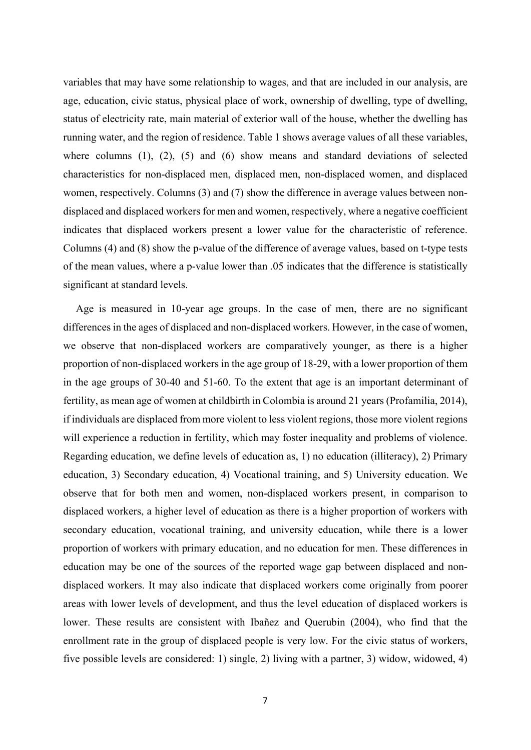variables that may have some relationship to wages, and that are included in our analysis, are age, education, civic status, physical place of work, ownership of dwelling, type of dwelling, status of electricity rate, main material of exterior wall of the house, whether the dwelling has running water, and the region of residence. Table 1 shows average values of all these variables, where columns (1), (2), (5) and (6) show means and standard deviations of selected characteristics for non-displaced men, displaced men, non-displaced women, and displaced women, respectively. Columns (3) and (7) show the difference in average values between non-displaced and displaced workers for men and women, respectively, where a negative coefficient indicates that displaced workers present a lower value for the characteristic of reference. Columns (4) and (8) show the p-value of the difference of average values, based on t-type tests of the mean values, where a p-value lower than .05 indicates that the difference is statistically significant at standard levels.

Age is measured in 10-year age groups. In the case of men, there are no significant differences in the ages of displaced and non-displaced workers. However, in the case of women, we observe that non-displaced workers are comparatively younger, as there is a higher proportion of non-displaced workers in the age group of 18-29, with a lower proportion of them in the age groups of 30-40 and 51-60. To the extent that age is an important determinant of fertility, as mean age of women at childbirth in Colombia is around 21 years (Profamilia, 2014), if individuals are displaced from more violent to less violent regions, those more violent regions will experience a reduction in fertility, which may foster inequality and problems of violence. Regarding education, we define levels of education as, 1) no education (illiteracy), 2) Primary education, 3) Secondary education, 4) Vocational training, and 5) University education. We observe that for both men and women, non-displaced workers present, in comparison to displaced workers, a higher level of education as there is a higher proportion of workers with secondary education, vocational training, and university education, while there is a lower proportion of workers with primary education, and no education for men. These differences in education may be one of the sources of the reported wage gap between displaced and non-displaced workers. It may also indicate that displaced workers come originally from poorer areas with lower levels of development, and thus the level education of displaced workers is lower. These results are consistent with Ibañez and Querubin (2004), who find that the enrollment rate in the group of displaced people is very low. For the civic status of workers, five possible levels are considered: 1) single, 2) living with a partner, 3) widow, widowed, 4)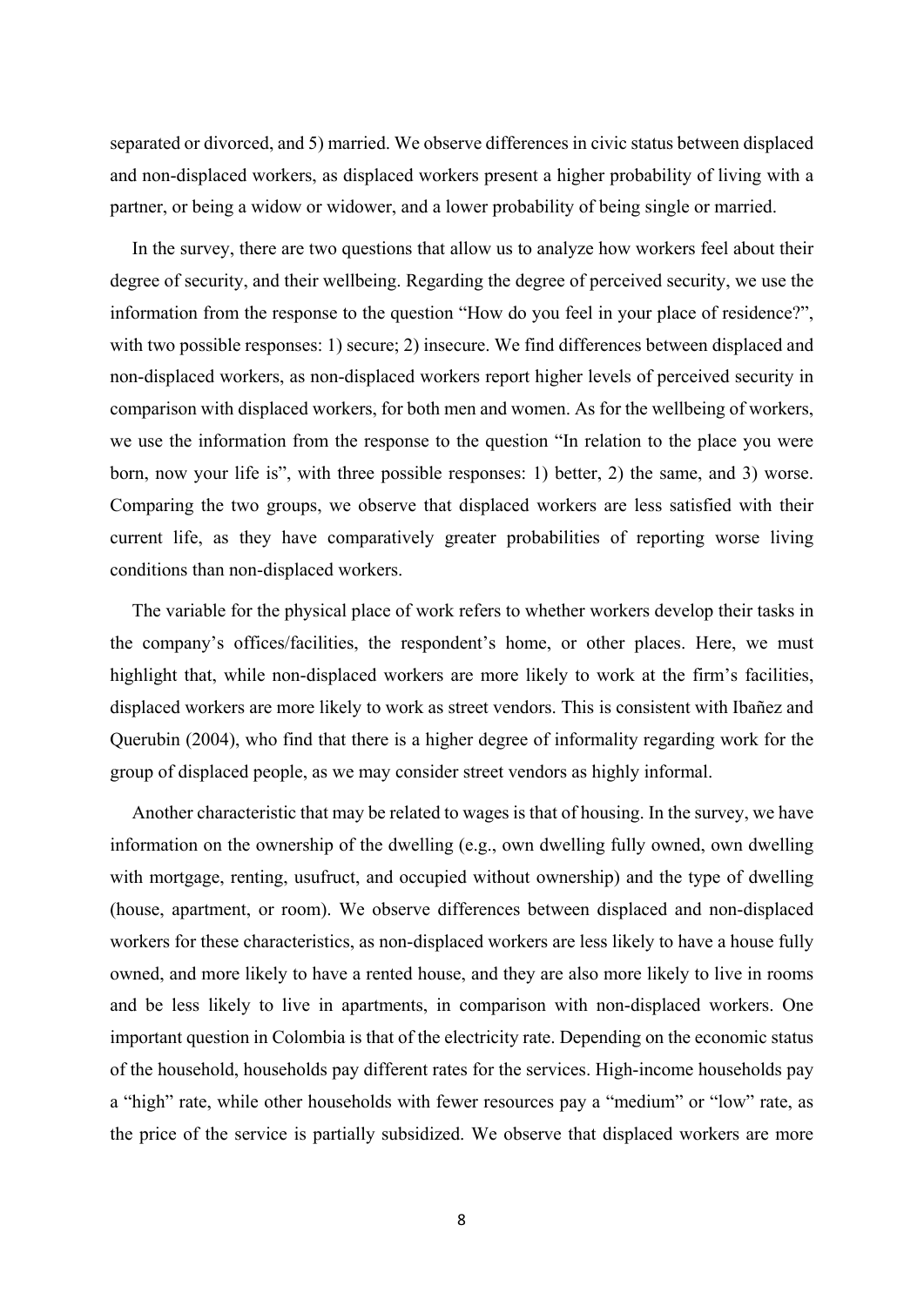separated or divorced, and 5) married. We observe differences in civic status between displaced and non-displaced workers, as displaced workers present a higher probability of living with a partner, or being a widow or widower, and a lower probability of being single or married.

In the survey, there are two questions that allow us to analyze how workers feel about their degree of security, and their wellbeing. Regarding the degree of perceived security, we use the information from the response to the question "How do you feel in your place of residence?", with two possible responses: 1) secure; 2) insecure. We find differences between displaced and non-displaced workers, as non-displaced workers report higher levels of perceived security in comparison with displaced workers, for both men and women. As for the wellbeing of workers, we use the information from the response to the question "In relation to the place you were born, now your life is", with three possible responses: 1) better, 2) the same, and 3) worse. Comparing the two groups, we observe that displaced workers are less satisfied with their current life, as they have comparatively greater probabilities of reporting worse living conditions than non-displaced workers.

The variable for the physical place of work refers to whether workers develop their tasks in the company's offices/facilities, the respondent's home, or other places. Here, we must highlight that, while non-displaced workers are more likely to work at the firm's facilities, displaced workers are more likely to work as street vendors. This is consistent with Ibañez and Querubin (2004), who find that there is a higher degree of informality regarding work for the group of displaced people, as we may consider street vendors as highly informal.

Another characteristic that may be related to wages is that of housing. In the survey, we have information on the ownership of the dwelling (e.g., own dwelling fully owned, own dwelling with mortgage, renting, usufruct, and occupied without ownership) and the type of dwelling (house, apartment, or room). We observe differences between displaced and non-displaced workers for these characteristics, as non-displaced workers are less likely to have a house fully owned, and more likely to have a rented house, and they are also more likely to live in rooms and be less likely to live in apartments, in comparison with non-displaced workers. One important question in Colombia is that of the electricity rate. Depending on the economic status of the household, households pay different rates for the services. High-income households pay a "high" rate, while other households with fewer resources pay a "medium" or "low" rate, as the price of the service is partially subsidized. We observe that displaced workers are more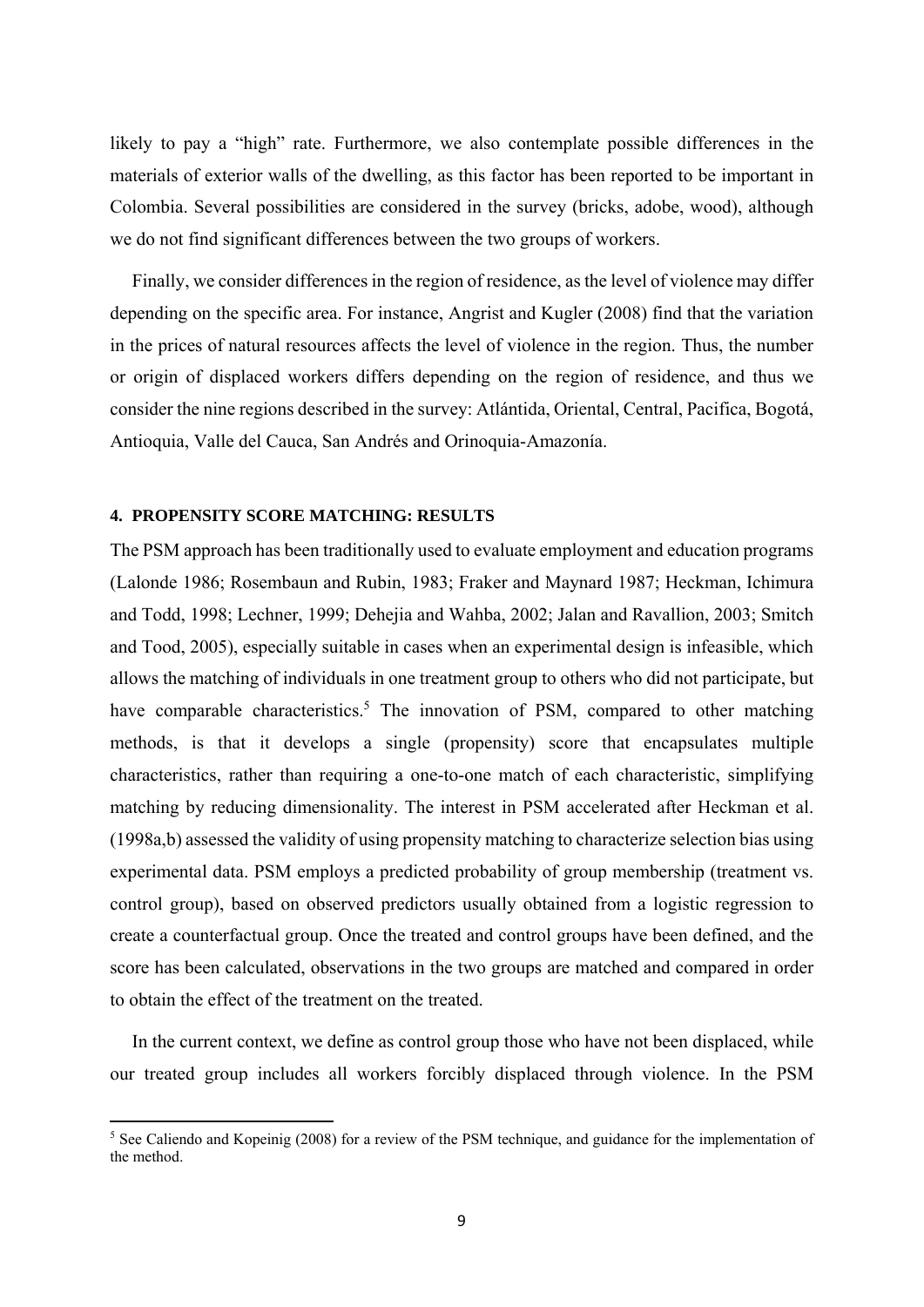likely to pay a "high" rate. Furthermore, we also contemplate possible differences in the materials of exterior walls of the dwelling, as this factor has been reported to be important in Colombia. Several possibilities are considered in the survey (bricks, adobe, wood), although we do not find significant differences between the two groups of workers.

Finally, we consider differences in the region of residence, as the level of violence may differ depending on the specific area. For instance, Angrist and Kugler (2008) find that the variation in the prices of natural resources affects the level of violence in the region. Thus, the number or origin of displaced workers differs depending on the region of residence, and thus we consider the nine regions described in the survey: Atlántida, Oriental, Central, Pacifica, Bogotá, Antioquia, Valle del Cauca, San Andrés and Orinoquia-Amazonía.

## 4. PROPENSITY SCORE MATCHING: RESULTS

The PSM approach has been traditionally used to evaluate employment and education programs (Lalonde 1986; Rosembaun and Rubin, 1983; Fraker and Maynard 1987; Heckman, Ichimura and Todd, 1998; Lechner, 1999; Dehejia and Wahba, 2002; Jalan and Ravallion, 2003; Smitch and Tood, 2005), especially suitable in cases when an experimental design is infeasible, which allows the matching of individuals in one treatment group to others who did not participate, but have comparable characteristics.[5] The innovation of PSM, compared to other matching methods, is that it develops a single (propensity) score that encapsulates multiple characteristics, rather than requiring a one-to-one match of each characteristic, simplifying matching by reducing dimensionality. The interest in PSM accelerated after Heckman et al. (1998a,b) assessed the validity of using propensity matching to characterize selection bias using experimental data. PSM employs a predicted probability of group membership (treatment vs. control group), based on observed predictors usually obtained from a logistic regression to create a counterfactual group. Once the treated and control groups have been defined, and the score has been calculated, observations in the two groups are matched and compared in order to obtain the effect of the treatment on the treated.

In the current context, we define as control group those who have not been displaced, while our treated group includes all workers forcibly displaced through violence. In the PSM

[5] See Caliendo and Kopeinig (2008) for a review of the PSM technique, and guidance for the implementation of the method.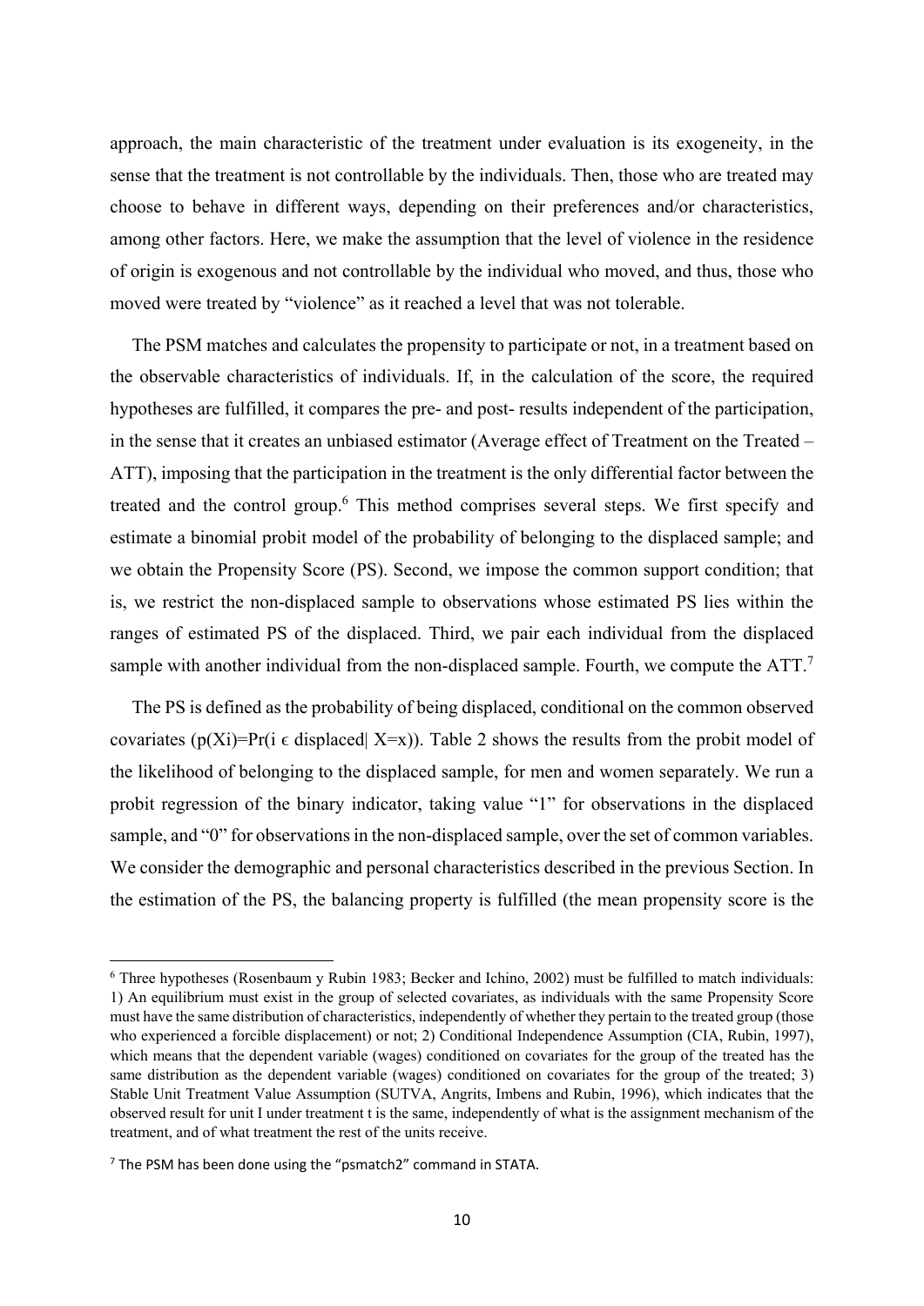approach, the main characteristic of the treatment under evaluation is its exogeneity, in the sense that the treatment is not controllable by the individuals. Then, those who are treated may choose to behave in different ways, depending on their preferences and/or characteristics, among other factors. Here, we make the assumption that the level of violence in the residence of origin is exogenous and not controllable by the individual who moved, and thus, those who moved were treated by "violence" as it reached a level that was not tolerable.

The PSM matches and calculates the propensity to participate or not, in a treatment based on the observable characteristics of individuals. If, in the calculation of the score, the required hypotheses are fulfilled, it compares the pre- and post- results independent of the participation, in the sense that it creates an unbiased estimator (Average effect of Treatment on the Treated – ATT), imposing that the participation in the treatment is the only differential factor between the treated and the control group.[6] This method comprises several steps. We first specify and estimate a binomial probit model of the probability of belonging to the displaced sample; and we obtain the Propensity Score (PS). Second, we impose the common support condition; that is, we restrict the non-displaced sample to observations whose estimated PS lies within the ranges of estimated PS of the displaced. Third, we pair each individual from the displaced sample with another individual from the non-displaced sample. Fourth, we compute the ATT.[7]

The PS is defined as the probability of being displaced, conditional on the common observed covariates ($p(X_i)=Pr(i \in \text{displaced}| X=x)$). Table 2 shows the results from the probit model of the likelihood of belonging to the displaced sample, for men and women separately. We run a probit regression of the binary indicator, taking value "1" for observations in the displaced sample, and "0" for observations in the non-displaced sample, over the set of common variables. We consider the demographic and personal characteristics described in the previous Section. In the estimation of the PS, the balancing property is fulfilled (the mean propensity score is the

---

[6] Three hypotheses (Rosenbaum y Rubin 1983; Becker and Ichino, 2002) must be fulfilled to match individuals: 1) An equilibrium must exist in the group of selected covariates, as individuals with the same Propensity Score must have the same distribution of characteristics, independently of whether they pertain to the treated group (those who experienced a forcible displacement) or not; 2) Conditional Independence Assumption (CIA, Rubin, 1997), which means that the dependent variable (wages) conditioned on covariates for the group of the treated has the same distribution as the dependent variable (wages) conditioned on covariates for the group of the treated; 3) Stable Unit Treatment Value Assumption (SUTVA, Angrits, Imbens and Rubin, 1996), which indicates that the observed result for unit I under treatment t is the same, independently of what is the assignment mechanism of the treatment, and of what treatment the rest of the units receive.

[7] The PSM has been done using the "psmatch2" command in STATA.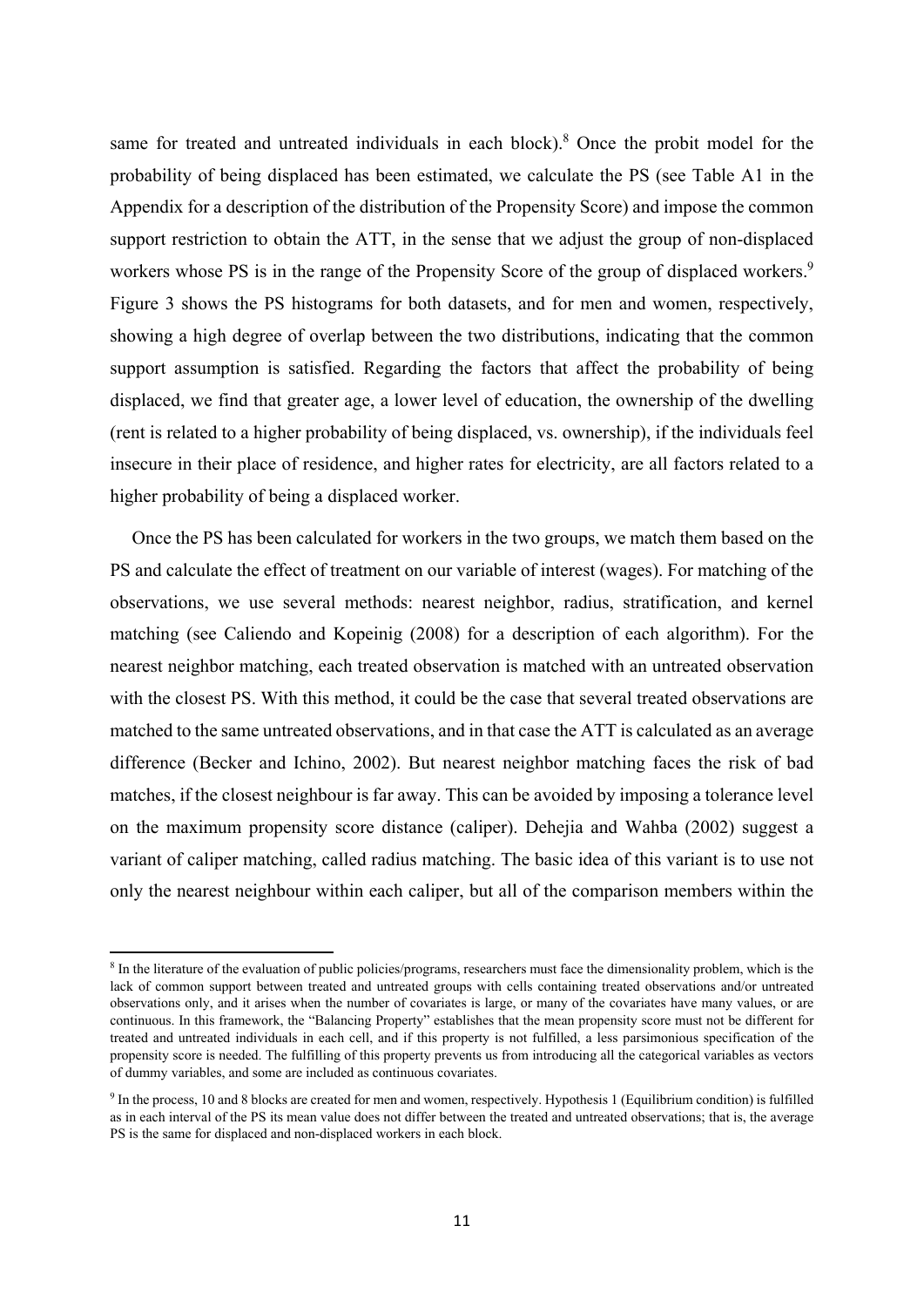same for treated and untreated individuals in each block).[8] Once the probit model for the probability of being displaced has been estimated, we calculate the PS (see Table A1 in the Appendix for a description of the distribution of the Propensity Score) and impose the common support restriction to obtain the ATT, in the sense that we adjust the group of non-displaced workers whose PS is in the range of the Propensity Score of the group of displaced workers.[9] Figure 3 shows the PS histograms for both datasets, and for men and women, respectively, showing a high degree of overlap between the two distributions, indicating that the common support assumption is satisfied. Regarding the factors that affect the probability of being displaced, we find that greater age, a lower level of education, the ownership of the dwelling (rent is related to a higher probability of being displaced, vs. ownership), if the individuals feel insecure in their place of residence, and higher rates for electricity, are all factors related to a higher probability of being a displaced worker.

Once the PS has been calculated for workers in the two groups, we match them based on the PS and calculate the effect of treatment on our variable of interest (wages). For matching of the observations, we use several methods: nearest neighbor, radius, stratification, and kernel matching (see Caliendo and Kopeinig (2008) for a description of each algorithm). For the nearest neighbor matching, each treated observation is matched with an untreated observation with the closest PS. With this method, it could be the case that several treated observations are matched to the same untreated observations, and in that case the ATT is calculated as an average difference (Becker and Ichino, 2002). But nearest neighbor matching faces the risk of bad matches, if the closest neighbour is far away. This can be avoided by imposing a tolerance level on the maximum propensity score distance (caliper). Dehejia and Wahba (2002) suggest a variant of caliper matching, called radius matching. The basic idea of this variant is to use not only the nearest neighbour within each caliper, but all of the comparison members within the

[8] In the literature of the evaluation of public policies/programs, researchers must face the dimensionality problem, which is the lack of common support between treated and untreated groups with cells containing treated observations and/or untreated observations only, and it arises when the number of covariates is large, or many of the covariates have many values, or are continuous. In this framework, the "Balancing Property" establishes that the mean propensity score must not be different for treated and untreated individuals in each cell, and if this property is not fulfilled, a less parsimonious specification of the propensity score is needed. The fulfilling of this property prevents us from introducing all the categorical variables as vectors of dummy variables, and some are included as continuous covariates.

[9] In the process, 10 and 8 blocks are created for men and women, respectively. Hypothesis 1 (Equilibrium condition) is fulfilled as in each interval of the PS its mean value does not differ between the treated and untreated observations; that is, the average PS is the same for displaced and non-displaced workers in each block.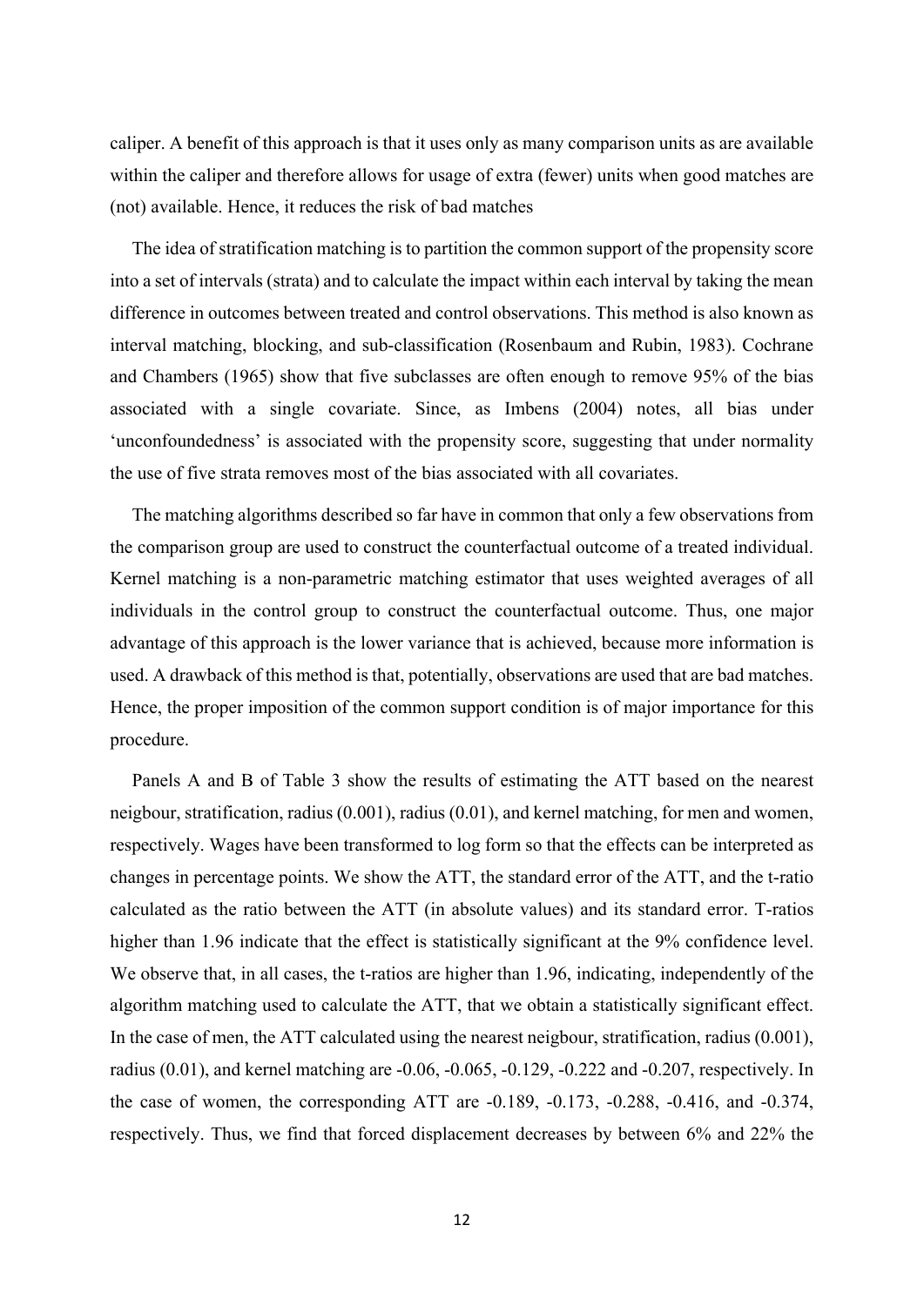caliper. A benefit of this approach is that it uses only as many comparison units as are available within the caliper and therefore allows for usage of extra (fewer) units when good matches are (not) available. Hence, it reduces the risk of bad matches

The idea of stratification matching is to partition the common support of the propensity score into a set of intervals (strata) and to calculate the impact within each interval by taking the mean difference in outcomes between treated and control observations. This method is also known as interval matching, blocking, and sub-classification (Rosenbaum and Rubin, 1983). Cochrane and Chambers (1965) show that five subclasses are often enough to remove 95% of the bias associated with a single covariate. Since, as Imbens (2004) notes, all bias under 'unconfoundedness' is associated with the propensity score, suggesting that under normality the use of five strata removes most of the bias associated with all covariates.

The matching algorithms described so far have in common that only a few observations from the comparison group are used to construct the counterfactual outcome of a treated individual. Kernel matching is a non-parametric matching estimator that uses weighted averages of all individuals in the control group to construct the counterfactual outcome. Thus, one major advantage of this approach is the lower variance that is achieved, because more information is used. A drawback of this method is that, potentially, observations are used that are bad matches. Hence, the proper imposition of the common support condition is of major importance for this procedure.

Panels A and B of Table 3 show the results of estimating the ATT based on the nearest neigbour, stratification, radius (0.001), radius (0.01), and kernel matching, for men and women, respectively. Wages have been transformed to log form so that the effects can be interpreted as changes in percentage points. We show the ATT, the standard error of the ATT, and the t-ratio calculated as the ratio between the ATT (in absolute values) and its standard error. T-ratios higher than 1.96 indicate that the effect is statistically significant at the 9% confidence level. We observe that, in all cases, the t-ratios are higher than 1.96, indicating, independently of the algorithm matching used to calculate the ATT, that we obtain a statistically significant effect. In the case of men, the ATT calculated using the nearest neigbour, stratification, radius (0.001), radius (0.01), and kernel matching are -0.06, -0.065, -0.129, -0.222 and -0.207, respectively. In the case of women, the corresponding ATT are -0.189, -0.173, -0.288, -0.416, and -0.374, respectively. Thus, we find that forced displacement decreases by between 6% and 22% the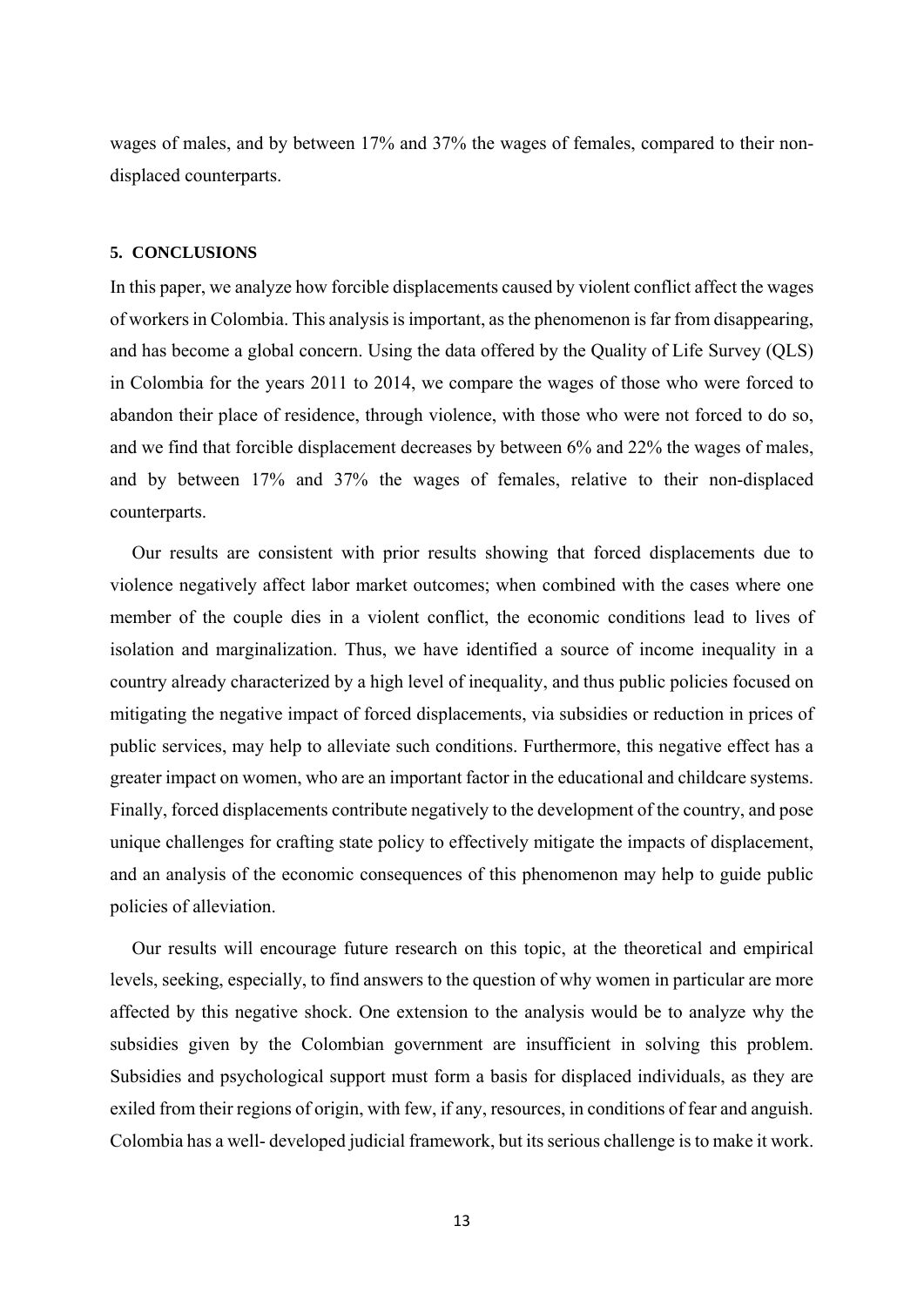wages of males, and by between 17% and 37% the wages of females, compared to their non-displaced counterparts.

## 5. CONCLUSIONS

In this paper, we analyze how forcible displacements caused by violent conflict affect the wages of workers in Colombia. This analysis is important, as the phenomenon is far from disappearing, and has become a global concern. Using the data offered by the Quality of Life Survey (QLS) in Colombia for the years 2011 to 2014, we compare the wages of those who were forced to abandon their place of residence, through violence, with those who were not forced to do so, and we find that forcible displacement decreases by between 6% and 22% the wages of males, and by between 17% and 37% the wages of females, relative to their non-displaced counterparts.

Our results are consistent with prior results showing that forced displacements due to violence negatively affect labor market outcomes; when combined with the cases where one member of the couple dies in a violent conflict, the economic conditions lead to lives of isolation and marginalization. Thus, we have identified a source of income inequality in a country already characterized by a high level of inequality, and thus public policies focused on mitigating the negative impact of forced displacements, via subsidies or reduction in prices of public services, may help to alleviate such conditions. Furthermore, this negative effect has a greater impact on women, who are an important factor in the educational and childcare systems. Finally, forced displacements contribute negatively to the development of the country, and pose unique challenges for crafting state policy to effectively mitigate the impacts of displacement, and an analysis of the economic consequences of this phenomenon may help to guide public policies of alleviation.

Our results will encourage future research on this topic, at the theoretical and empirical levels, seeking, especially, to find answers to the question of why women in particular are more affected by this negative shock. One extension to the analysis would be to analyze why the subsidies given by the Colombian government are insufficient in solving this problem. Subsidies and psychological support must form a basis for displaced individuals, as they are exiled from their regions of origin, with few, if any, resources, in conditions of fear and anguish. Colombia has a well- developed judicial framework, but its serious challenge is to make it work.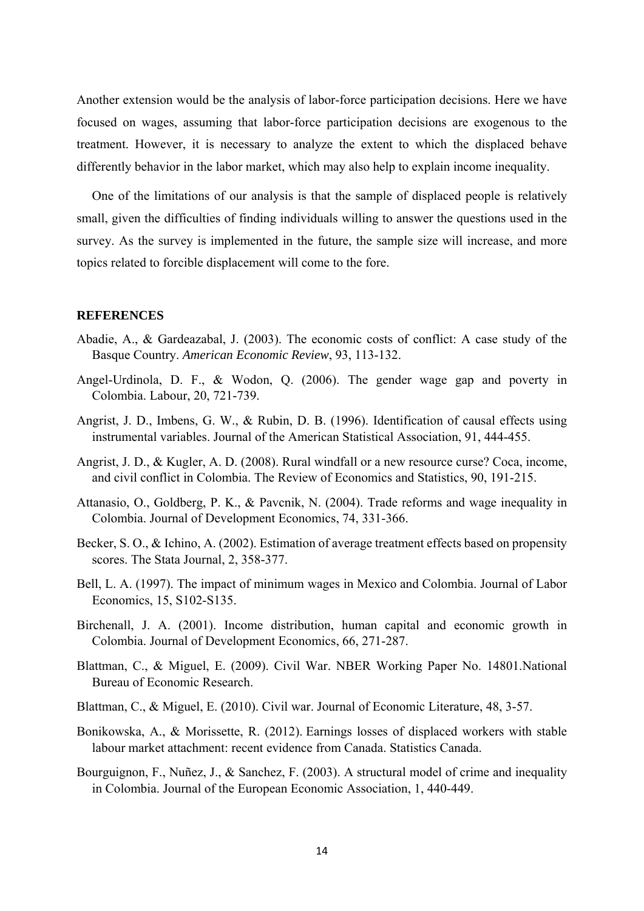Another extension would be the analysis of labor-force participation decisions. Here we have focused on wages, assuming that labor-force participation decisions are exogenous to the treatment. However, it is necessary to analyze the extent to which the displaced behave differently behavior in the labor market, which may also help to explain income inequality.

One of the limitations of our analysis is that the sample of displaced people is relatively small, given the difficulties of finding individuals willing to answer the questions used in the survey. As the survey is implemented in the future, the sample size will increase, and more topics related to forcible displacement will come to the fore.

## REFERENCES

Abadie, A., & Gardeazabal, J. (2003). The economic costs of conflict: A case study of the Basque Country. *American Economic Review*, 93, 113-132.

Angel-Urdinola, D. F., & Wodon, Q. (2006). The gender wage gap and poverty in Colombia. Labour, 20, 721-739.

Angrist, J. D., Imbens, G. W., & Rubin, D. B. (1996). Identification of causal effects using instrumental variables. Journal of the American Statistical Association, 91, 444-455.

Angrist, J. D., & Kugler, A. D. (2008). Rural windfall or a new resource curse? Coca, income, and civil conflict in Colombia. The Review of Economics and Statistics, 90, 191-215.

Attanasio, O., Goldberg, P. K., & Pavcnik, N. (2004). Trade reforms and wage inequality in Colombia. Journal of Development Economics, 74, 331-366.

Becker, S. O., & Ichino, A. (2002). Estimation of average treatment effects based on propensity scores. The Stata Journal, 2, 358-377.

Bell, L. A. (1997). The impact of minimum wages in Mexico and Colombia. Journal of Labor Economics, 15, S102-S135.

Birchenall, J. A. (2001). Income distribution, human capital and economic growth in Colombia. Journal of Development Economics, 66, 271-287.

Blattman, C., & Miguel, E. (2009). Civil War. NBER Working Paper No. 14801.National Bureau of Economic Research.

Blattman, C., & Miguel, E. (2010). Civil war. Journal of Economic Literature, 48, 3-57.

Bonikowska, A., & Morissette, R. (2012). Earnings losses of displaced workers with stable labour market attachment: recent evidence from Canada. Statistics Canada.

Bourguignon, F., Nuñez, J., & Sanchez, F. (2003). A structural model of crime and inequality in Colombia. Journal of the European Economic Association, 1, 440-449.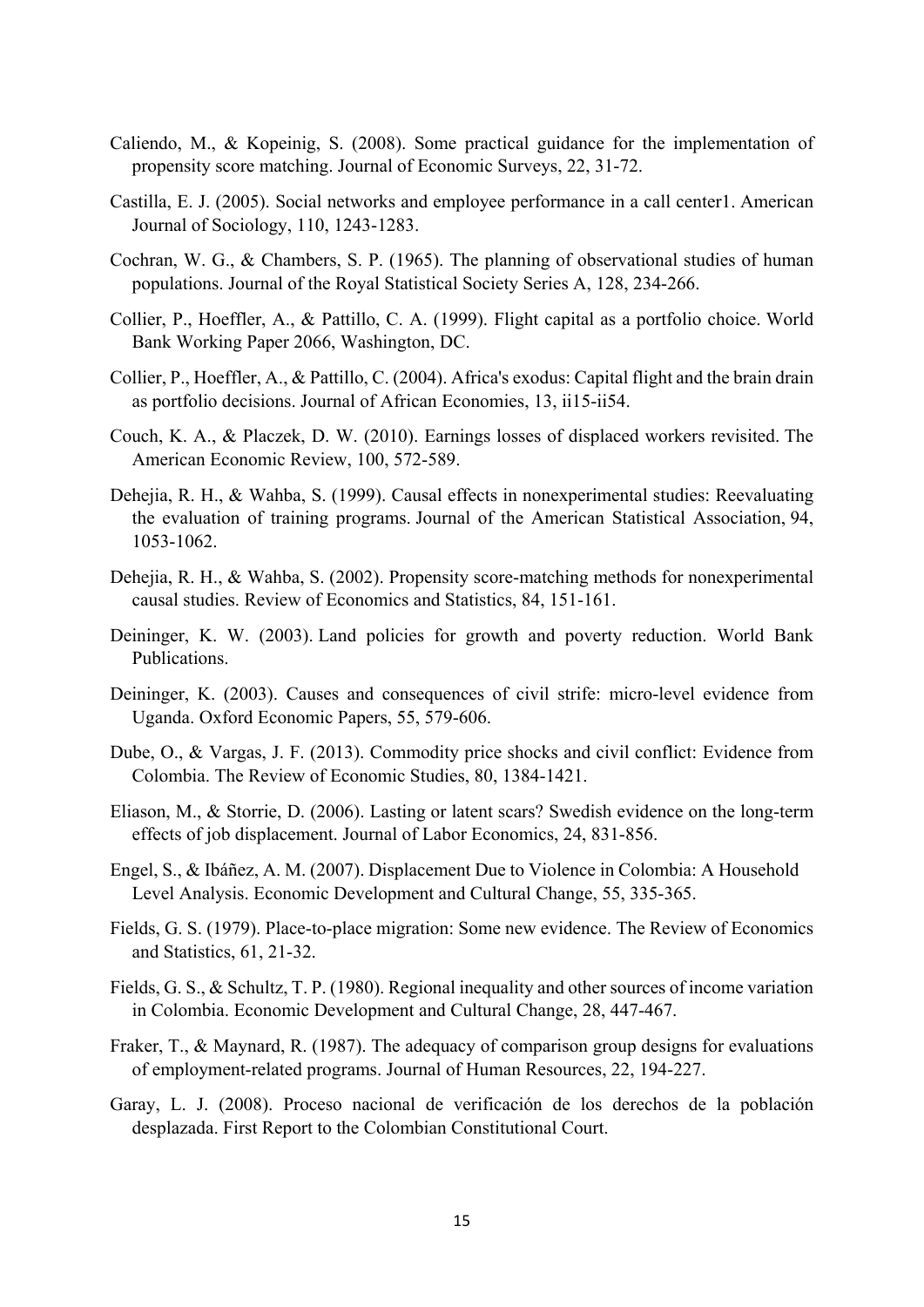Caliendo, M., & Kopeinig, S. (2008). Some practical guidance for the implementation of propensity score matching. Journal of Economic Surveys, 22, 31-72.

Castilla, E. J. (2005). Social networks and employee performance in a call center1. American Journal of Sociology, 110, 1243-1283.

Cochran, W. G., & Chambers, S. P. (1965). The planning of observational studies of human populations. Journal of the Royal Statistical Society Series A, 128, 234-266.

Collier, P., Hoeffler, A., & Pattillo, C. A. (1999). Flight capital as a portfolio choice. World Bank Working Paper 2066, Washington, DC.

Collier, P., Hoeffler, A., & Pattillo, C. (2004). Africa's exodus: Capital flight and the brain drain as portfolio decisions. Journal of African Economies, 13, ii15-ii54.

Couch, K. A., & Placzek, D. W. (2010). Earnings losses of displaced workers revisited. The American Economic Review, 100, 572-589.

Dehejia, R. H., & Wahba, S. (1999). Causal effects in nonexperimental studies: Reevaluating the evaluation of training programs. Journal of the American Statistical Association, 94, 1053-1062.

Dehejia, R. H., & Wahba, S. (2002). Propensity score-matching methods for nonexperimental causal studies. Review of Economics and Statistics, 84, 151-161.

Deininger, K. W. (2003). Land policies for growth and poverty reduction. World Bank Publications.

Deininger, K. (2003). Causes and consequences of civil strife: micro-level evidence from Uganda. Oxford Economic Papers, 55, 579-606.

Dube, O., & Vargas, J. F. (2013). Commodity price shocks and civil conflict: Evidence from Colombia. The Review of Economic Studies, 80, 1384-1421.

Eliason, M., & Storrie, D. (2006). Lasting or latent scars? Swedish evidence on the long-term effects of job displacement. Journal of Labor Economics, 24, 831-856.

Engel, S., & Ibáñez, A. M. (2007). Displacement Due to Violence in Colombia: A Household Level Analysis. Economic Development and Cultural Change, 55, 335-365.

Fields, G. S. (1979). Place-to-place migration: Some new evidence. The Review of Economics and Statistics, 61, 21-32.

Fields, G. S., & Schultz, T. P. (1980). Regional inequality and other sources of income variation in Colombia. Economic Development and Cultural Change, 28, 447-467.

Fraker, T., & Maynard, R. (1987). The adequacy of comparison group designs for evaluations of employment-related programs. Journal of Human Resources, 22, 194-227.

Garay, L. J. (2008). Proceso nacional de verificación de los derechos de la población desplazada. First Report to the Colombian Constitutional Court.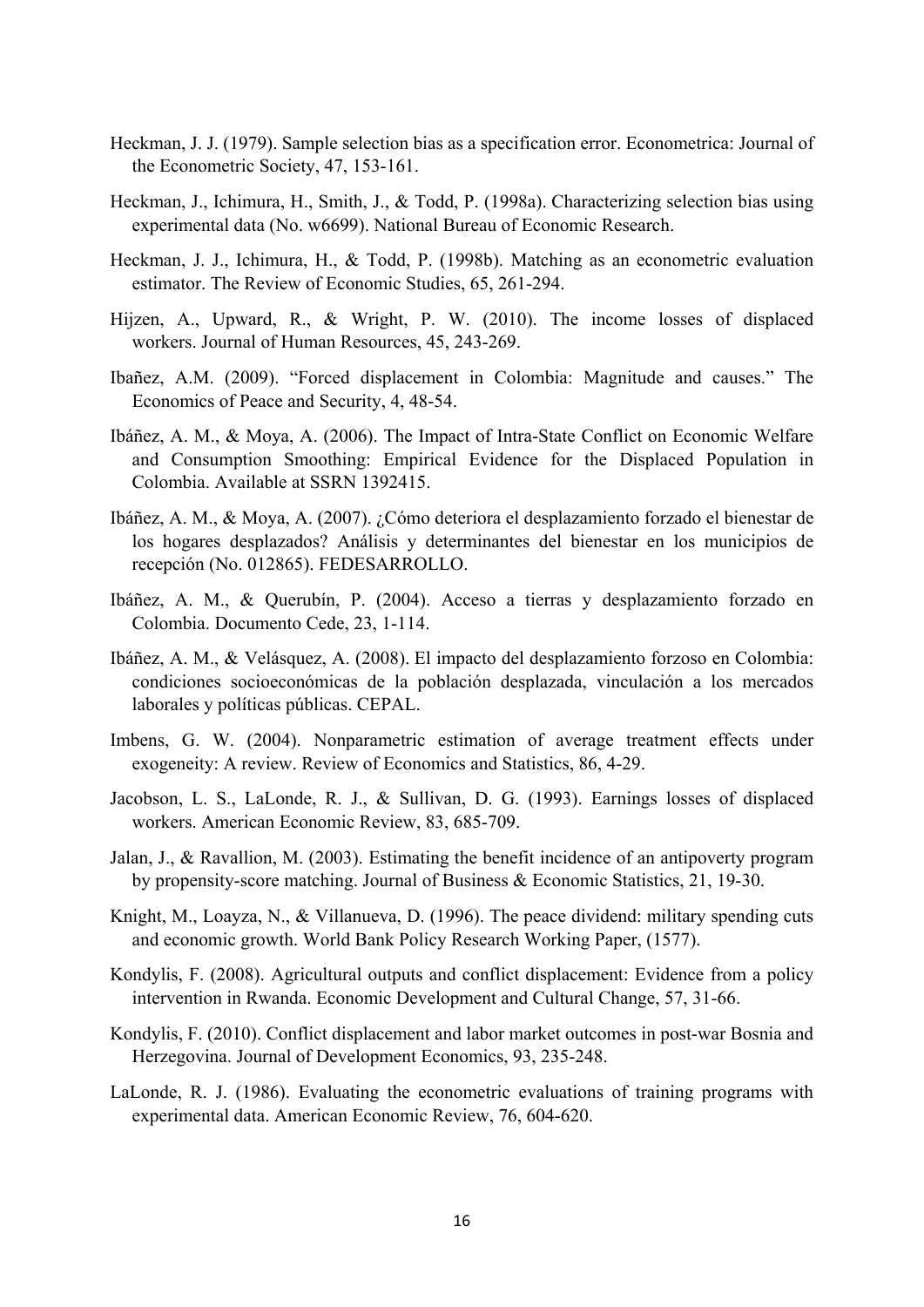Heckman, J. J. (1979). Sample selection bias as a specification error. Econometrica: Journal of the Econometric Society, 47, 153-161.

Heckman, J., Ichimura, H., Smith, J., & Todd, P. (1998a). Characterizing selection bias using experimental data (No. w6699). National Bureau of Economic Research.

Heckman, J. J., Ichimura, H., & Todd, P. (1998b). Matching as an econometric evaluation estimator. The Review of Economic Studies, 65, 261-294.

Hijzen, A., Upward, R., & Wright, P. W. (2010). The income losses of displaced workers. Journal of Human Resources, 45, 243-269.

Ibañez, A.M. (2009). "Forced displacement in Colombia: Magnitude and causes." The Economics of Peace and Security, 4, 48-54.

Ibáñez, A. M., & Moya, A. (2006). The Impact of Intra-State Conflict on Economic Welfare and Consumption Smoothing: Empirical Evidence for the Displaced Population in Colombia. Available at SSRN 1392415.

Ibáñez, A. M., & Moya, A. (2007). ¿Cómo deteriora el desplazamiento forzado el bienestar de los hogares desplazados? Análisis y determinantes del bienestar en los municipios de recepción (No. 012865). FEDESARROLLO.

Ibáñez, A. M., & Querubín, P. (2004). Acceso a tierras y desplazamiento forzado en Colombia. Documento Cede, 23, 1-114.

Ibáñez, A. M., & Velásquez, A. (2008). El impacto del desplazamiento forzoso en Colombia: condiciones socioeconómicas de la población desplazada, vinculación a los mercados laborales y políticas públicas. CEPAL.

Imbens, G. W. (2004). Nonparametric estimation of average treatment effects under exogeneity: A review. Review of Economics and Statistics, 86, 4-29.

Jacobson, L. S., LaLonde, R. J., & Sullivan, D. G. (1993). Earnings losses of displaced workers. American Economic Review, 83, 685-709.

Jalan, J., & Ravallion, M. (2003). Estimating the benefit incidence of an antipoverty program by propensity-score matching. Journal of Business & Economic Statistics, 21, 19-30.

Knight, M., Loayza, N., & Villanueva, D. (1996). The peace dividend: military spending cuts and economic growth. World Bank Policy Research Working Paper, (1577).

Kondylis, F. (2008). Agricultural outputs and conflict displacement: Evidence from a policy intervention in Rwanda. Economic Development and Cultural Change, 57, 31-66.

Kondylis, F. (2010). Conflict displacement and labor market outcomes in post-war Bosnia and Herzegovina. Journal of Development Economics, 93, 235-248.

LaLonde, R. J. (1986). Evaluating the econometric evaluations of training programs with experimental data. American Economic Review, 76, 604-620.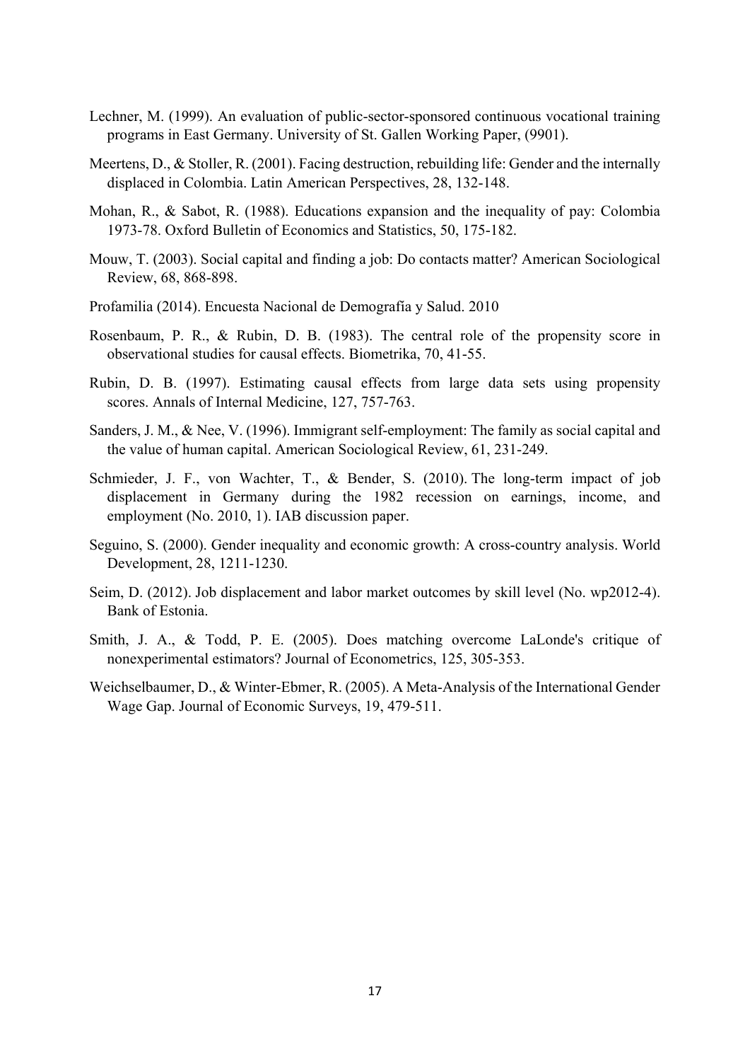Lechner, M. (1999). An evaluation of public-sector-sponsored continuous vocational training programs in East Germany. University of St. Gallen Working Paper, (9901).

Meertens, D., & Stoller, R. (2001). Facing destruction, rebuilding life: Gender and the internally displaced in Colombia. Latin American Perspectives, 28, 132-148.

Mohan, R., & Sabot, R. (1988). Educations expansion and the inequality of pay: Colombia 1973-78. Oxford Bulletin of Economics and Statistics, 50, 175-182.

Mouw, T. (2003). Social capital and finding a job: Do contacts matter? American Sociological Review, 68, 868-898.

Profamilia (2014). Encuesta Nacional de Demografía y Salud. 2010

Rosenbaum, P. R., & Rubin, D. B. (1983). The central role of the propensity score in observational studies for causal effects. Biometrika, 70, 41-55.

Rubin, D. B. (1997). Estimating causal effects from large data sets using propensity scores. Annals of Internal Medicine, 127, 757-763.

Sanders, J. M., & Nee, V. (1996). Immigrant self-employment: The family as social capital and the value of human capital. American Sociological Review, 61, 231-249.

Schmieder, J. F., von Wachter, T., & Bender, S. (2010). The long-term impact of job displacement in Germany during the 1982 recession on earnings, income, and employment (No. 2010, 1). IAB discussion paper.

Seguino, S. (2000). Gender inequality and economic growth: A cross-country analysis. World Development, 28, 1211-1230.

Seim, D. (2012). Job displacement and labor market outcomes by skill level (No. wp2012-4). Bank of Estonia.

Smith, J. A., & Todd, P. E. (2005). Does matching overcome LaLonde's critique of nonexperimental estimators? Journal of Econometrics, 125, 305-353.

Weichselbaumer, D., & Winter-Ebmer, R. (2005). A Meta-Analysis of the International Gender Wage Gap. Journal of Economic Surveys, 19, 479-511.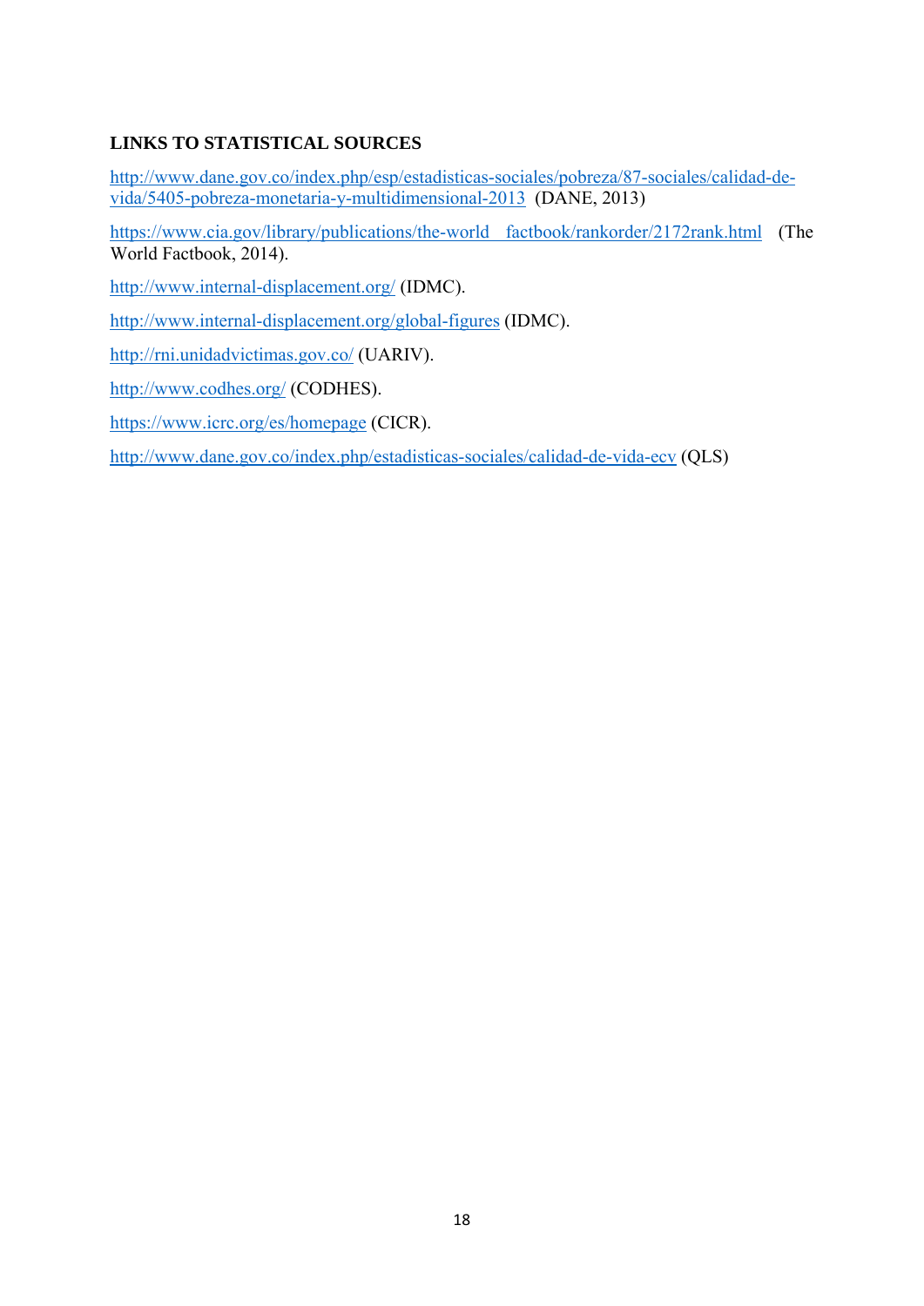## LINKS TO STATISTICAL SOURCES

http://www.dane.gov.co/index.php/esp/estadisticas-sociales/pobreza/87-sociales/calidad-de-vida/5405-pobreza-monetaria-y-multidimensional-2013 (DANE, 2013)

https://www.cia.gov/library/publications/the-world factbook/rankorder/2172rank.html (The World Factbook, 2014).

http://www.internal-displacement.org/ (IDMC).

http://www.internal-displacement.org/global-figures (IDMC).

http://rni.unidadvictimas.gov.co/ (UARIV).

http://www.codhes.org/ (CODHES).

https://www.icrc.org/es/homepage (CICR).

http://www.dane.gov.co/index.php/estadisticas-sociales/calidad-de-vida-ecv (QLS)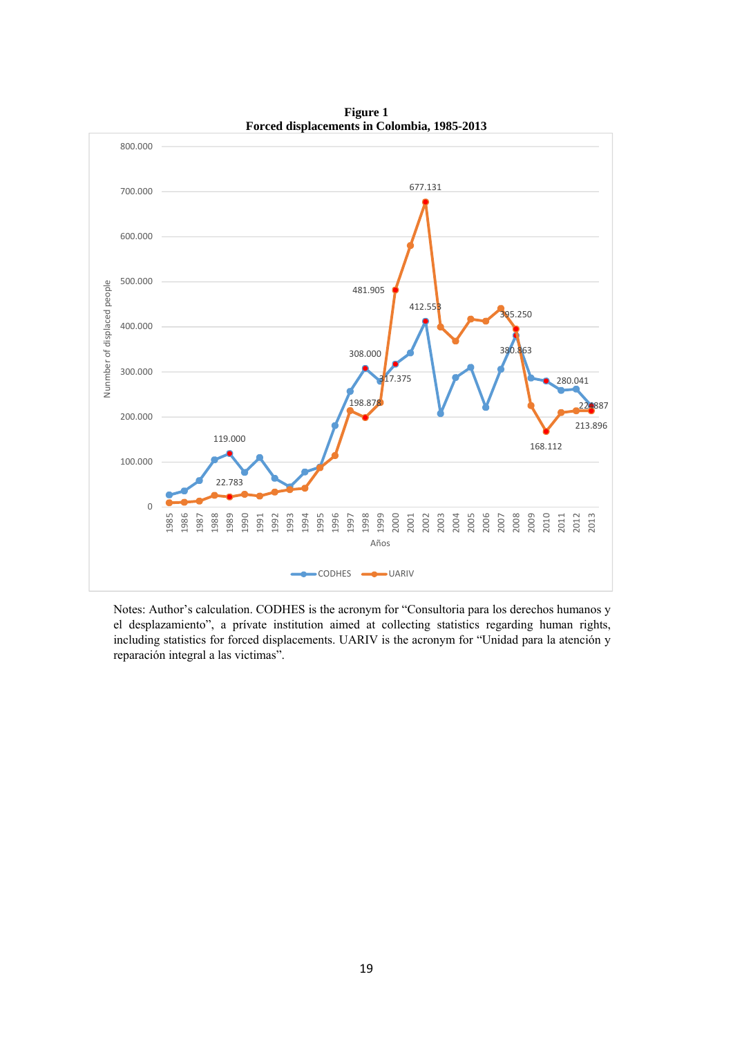**Figure 1**
**Forced displacements in Colombia, 1985-2013**

Notes: Author's calculation. CODHES is the acronym for "Consultoria para los derechos humanos y el desplazamiento", a prívate institution aimed at collecting statistics regarding human rights, including statistics for forced displacements. UARIV is the acronym for "Unidad para la atención y reparación integral a las victimas".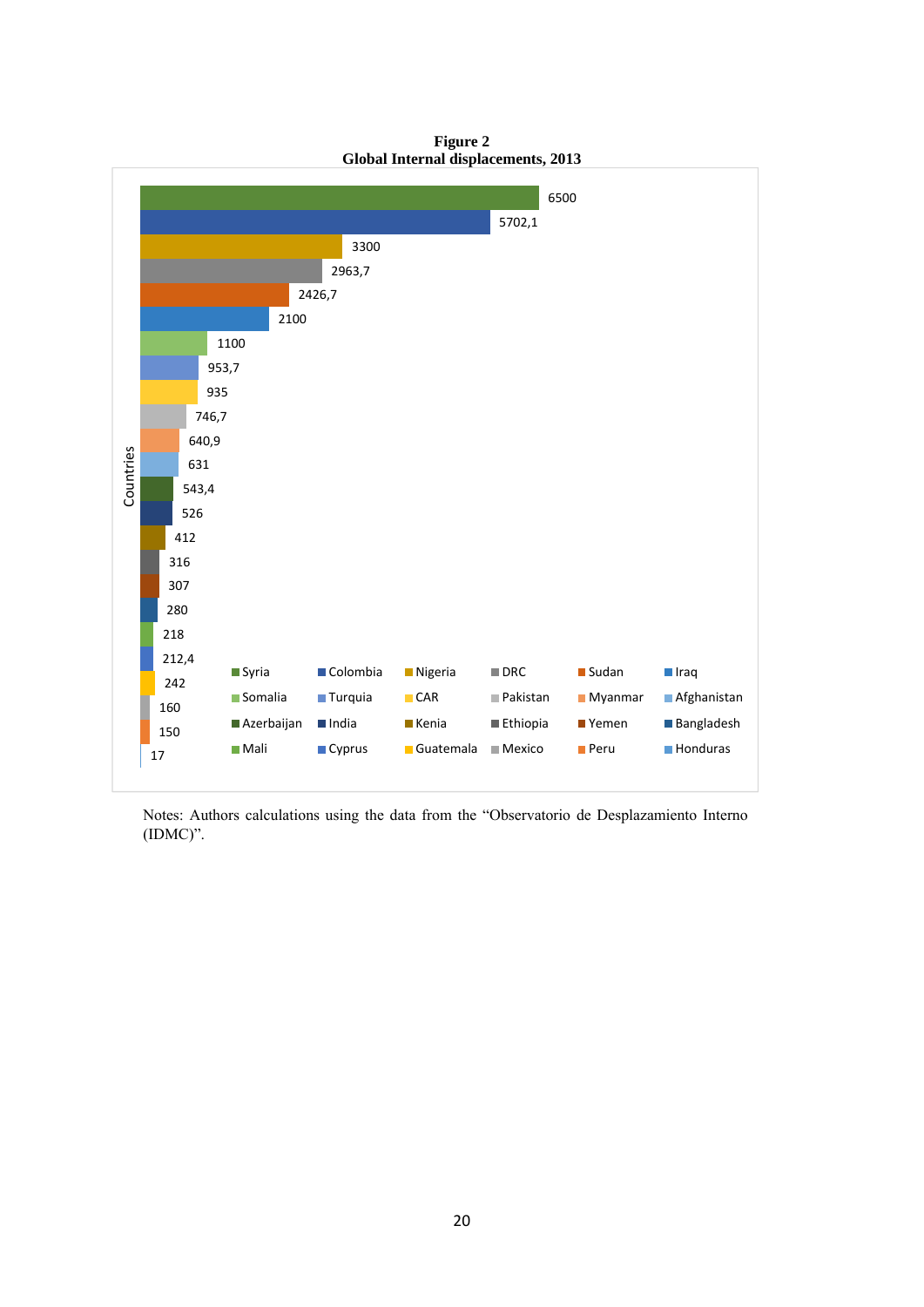**Figure 2**
**Global Internal displacements, 2013**

| Country | Internal displacements |
|---|---|
| Syria | 6500 |
| Colombia | 5702,1 |
| Nigeria | 3300 |
| DRC | 2963,7 |
| Sudan | 2426,7 |
| Iraq | 2100 |
| Somalia | 1100 |
| Turquia | 953,7 |
| CAR | 935 |
| Pakistan | 746,7 |
| Myanmar | 640,9 |
| Afghanistan | 631 |
| Azerbaijan | 543,4 |
| India | 526 |
| Kenia | 412 |
| Ethiopia | 316 |
| Yemen | 307 |
| Bangladesh | 280 |
| Mali | 218 |
| Cyprus | 212,4 |
| Guatemala | 242 |
| Mexico | 160 |
| Peru | 150 |
| Honduras | 17 |

Notes: Authors calculations using the data from the "Observatorio de Desplazamiento Interno (IDMC)".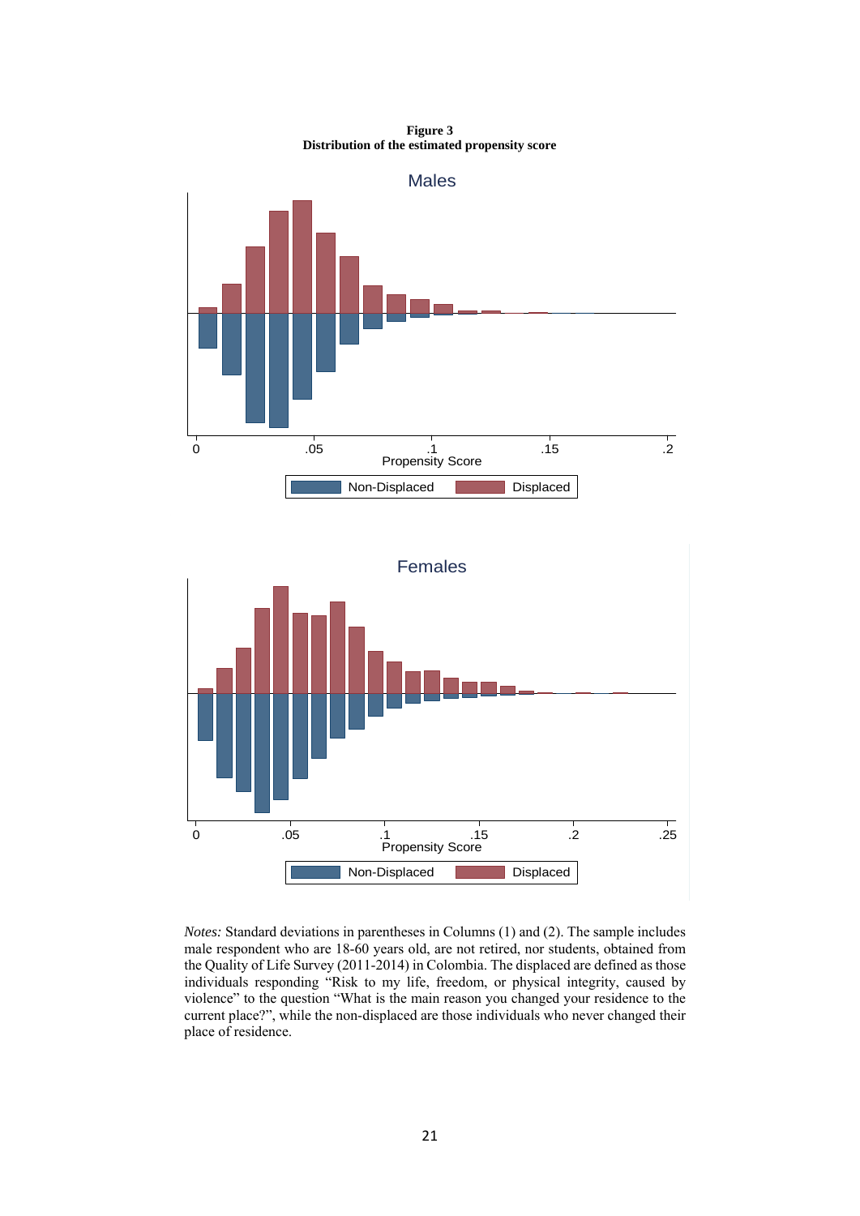**Figure 3**
**Distribution of the estimated propensity score**

*Notes:* Standard deviations in parentheses in Columns (1) and (2). The sample includes male respondent who are 18-60 years old, are not retired, nor students, obtained from the Quality of Life Survey (2011-2014) in Colombia. The displaced are defined as those individuals responding "Risk to my life, freedom, or physical integrity, caused by violence" to the question "What is the main reason you changed your residence to the current place?", while the non-displaced are those individuals who never changed their place of residence.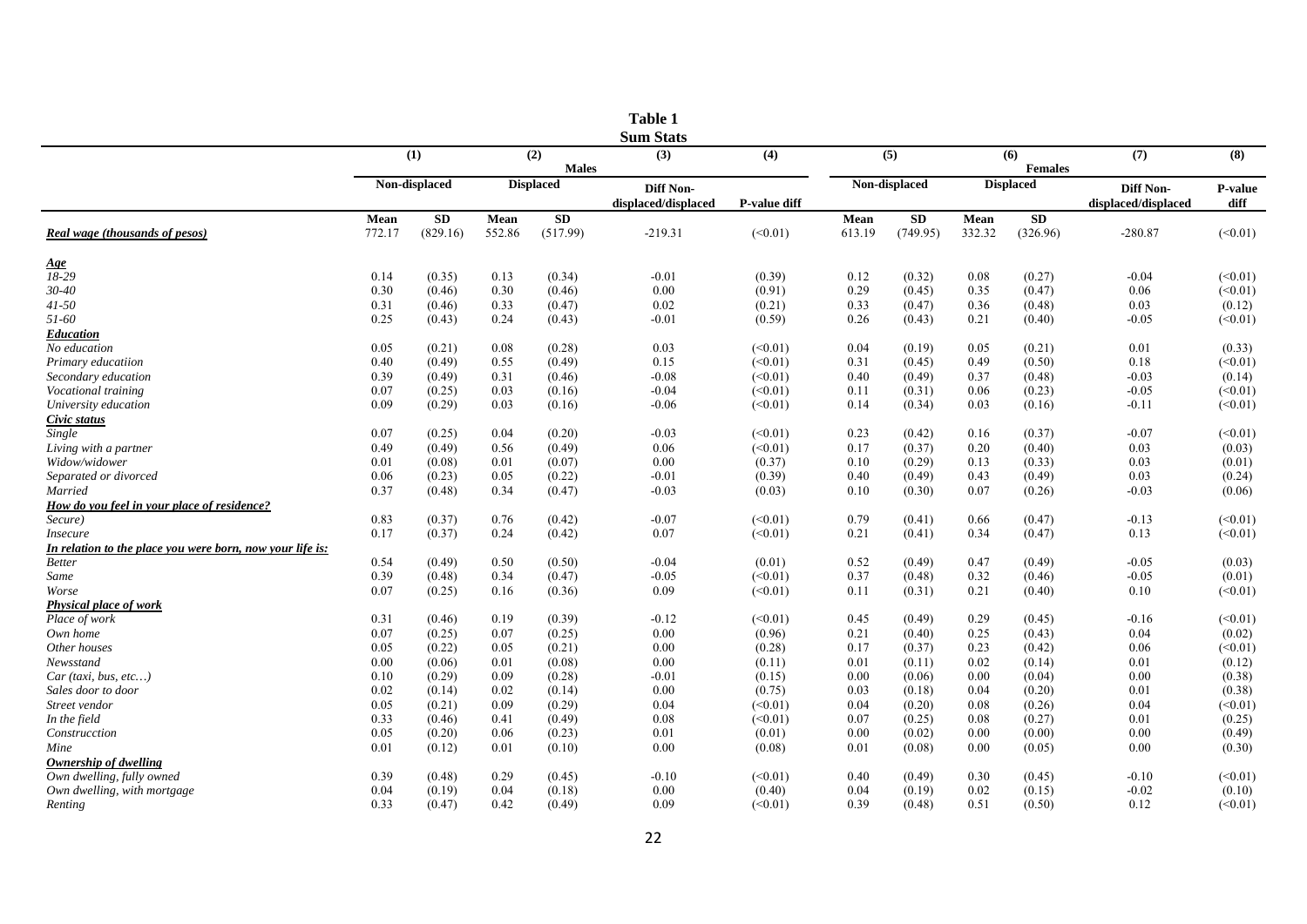**Table 1**
**Sum Stats**

| | (1) | | (2) | | (3) | (4) | (5) | | (6) | | (7) | (8) |
|---|---|---|---|---|---|---|---|---|---|---|---|---|
| | Males | | | | | | Females | | | | | |
| | Non-displaced | | Displaced | | Diff Non-displaced/displaced | P-value diff | Non-displaced | | Displaced | | Diff Non-displaced/displaced | P-value diff |
| | Mean | SD | Mean | SD | | | Mean | SD | Mean | SD | | |
| ***Real wage (thousands of pesos)*** | 772.17 | (829.16) | 552.86 | (517.99) | -219.31 | (<0.01) | 613.19 | (749.95) | 332.32 | (326.96) | -280.87 | (<0.01) |
| ***Age*** | | | | | | | | | | | | |
| *18-29* | 0.14 | (0.35) | 0.13 | (0.34) | -0.01 | (0.39) | 0.12 | (0.32) | 0.08 | (0.27) | -0.04 | (<0.01) |
| *30-40* | 0.30 | (0.46) | 0.30 | (0.46) | 0.00 | (0.91) | 0.29 | (0.45) | 0.35 | (0.47) | 0.06 | (<0.01) |
| *41-50* | 0.31 | (0.46) | 0.33 | (0.47) | 0.02 | (0.21) | 0.33 | (0.47) | 0.36 | (0.48) | 0.03 | (0.12) |
| *51-60* | 0.25 | (0.43) | 0.24 | (0.43) | -0.01 | (0.59) | 0.26 | (0.43) | 0.21 | (0.40) | -0.05 | (<0.01) |
| ***Education*** | | | | | | | | | | | | |
| *No education* | 0.05 | (0.21) | 0.08 | (0.28) | 0.03 | (<0.01) | 0.04 | (0.19) | 0.05 | (0.21) | 0.01 | (0.33) |
| *Primary educatiion* | 0.40 | (0.49) | 0.55 | (0.49) | 0.15 | (<0.01) | 0.31 | (0.45) | 0.49 | (0.50) | 0.18 | (<0.01) |
| *Secondary education* | 0.39 | (0.49) | 0.31 | (0.46) | -0.08 | (<0.01) | 0.40 | (0.49) | 0.37 | (0.48) | -0.03 | (0.14) |
| *Vocational training* | 0.07 | (0.25) | 0.03 | (0.16) | -0.04 | (<0.01) | 0.11 | (0.31) | 0.06 | (0.23) | -0.05 | (<0.01) |
| *University education* | 0.09 | (0.29) | 0.03 | (0.16) | -0.06 | (<0.01) | 0.14 | (0.34) | 0.03 | (0.16) | -0.11 | (<0.01) |
| ***Civic status*** | | | | | | | | | | | | |
| *Single* | 0.07 | (0.25) | 0.04 | (0.20) | -0.03 | (<0.01) | 0.23 | (0.42) | 0.16 | (0.37) | -0.07 | (<0.01) |
| *Living with a partner* | 0.49 | (0.49) | 0.56 | (0.49) | 0.06 | (<0.01) | 0.17 | (0.37) | 0.20 | (0.40) | 0.03 | (0.03) |
| *Widow/widower* | 0.01 | (0.08) | 0.01 | (0.07) | 0.00 | (0.37) | 0.10 | (0.29) | 0.13 | (0.33) | 0.03 | (0.01) |
| *Separated or divorced* | 0.06 | (0.23) | 0.05 | (0.22) | -0.01 | (0.39) | 0.40 | (0.49) | 0.43 | (0.49) | 0.03 | (0.24) |
| *Married* | 0.37 | (0.48) | 0.34 | (0.47) | -0.03 | (0.03) | 0.10 | (0.30) | 0.07 | (0.26) | -0.03 | (0.06) |
| ***How do you feel in your place of residence?*** | | | | | | | | | | | | |
| *Secure)* | 0.83 | (0.37) | 0.76 | (0.42) | -0.07 | (<0.01) | 0.79 | (0.41) | 0.66 | (0.47) | -0.13 | (<0.01) |
| *Insecure* | 0.17 | (0.37) | 0.24 | (0.42) | 0.07 | (<0.01) | 0.21 | (0.41) | 0.34 | (0.47) | 0.13 | (<0.01) |
| ***In relation to the place you were born, now your life is:*** | | | | | | | | | | | | |
| *Better* | 0.54 | (0.49) | 0.50 | (0.50) | -0.04 | (0.01) | 0.52 | (0.49) | 0.47 | (0.49) | -0.05 | (0.03) |
| *Same* | 0.39 | (0.48) | 0.34 | (0.47) | -0.05 | (<0.01) | 0.37 | (0.48) | 0.32 | (0.46) | -0.05 | (0.01) |
| *Worse* | 0.07 | (0.25) | 0.16 | (0.36) | 0.09 | (<0.01) | 0.11 | (0.31) | 0.21 | (0.40) | 0.10 | (<0.01) |
| ***Physical place of work*** | | | | | | | | | | | | |
| *Place of work* | 0.31 | (0.46) | 0.19 | (0.39) | -0.12 | (<0.01) | 0.45 | (0.49) | 0.29 | (0.45) | -0.16 | (<0.01) |
| *Own home* | 0.07 | (0.25) | 0.07 | (0.25) | 0.00 | (0.96) | 0.21 | (0.40) | 0.25 | (0.43) | 0.04 | (0.02) |
| *Other houses* | 0.05 | (0.22) | 0.05 | (0.21) | 0.00 | (0.28) | 0.17 | (0.37) | 0.23 | (0.42) | 0.06 | (<0.01) |
| *Newsstand* | 0.00 | (0.06) | 0.01 | (0.08) | 0.00 | (0.11) | 0.01 | (0.11) | 0.02 | (0.14) | 0.01 | (0.12) |
| *Car (taxi, bus, etc…)* | 0.10 | (0.29) | 0.09 | (0.28) | -0.01 | (0.15) | 0.00 | (0.06) | 0.00 | (0.04) | 0.00 | (0.38) |
| *Sales door to door* | 0.02 | (0.14) | 0.02 | (0.14) | 0.00 | (0.75) | 0.03 | (0.18) | 0.04 | (0.20) | 0.01 | (0.38) |
| *Street vendor* | 0.05 | (0.21) | 0.09 | (0.29) | 0.04 | (<0.01) | 0.04 | (0.20) | 0.08 | (0.26) | 0.04 | (<0.01) |
| *In the field* | 0.33 | (0.46) | 0.41 | (0.49) | 0.08 | (<0.01) | 0.07 | (0.25) | 0.08 | (0.27) | 0.01 | (0.25) |
| *Construcction* | 0.05 | (0.20) | 0.06 | (0.23) | 0.01 | (0.01) | 0.00 | (0.02) | 0.00 | (0.00) | 0.00 | (0.49) |
| *Mine* | 0.01 | (0.12) | 0.01 | (0.10) | 0.00 | (0.08) | 0.01 | (0.08) | 0.00 | (0.05) | 0.00 | (0.30) |
| ***Ownership of dwelling*** | | | | | | | | | | | | |
| *Own dwelling, fully owned* | 0.39 | (0.48) | 0.29 | (0.45) | -0.10 | (<0.01) | 0.40 | (0.49) | 0.30 | (0.45) | -0.10 | (<0.01) |
| *Own dwelling, with mortgage* | 0.04 | (0.19) | 0.04 | (0.18) | 0.00 | (0.40) | 0.04 | (0.19) | 0.02 | (0.15) | -0.02 | (0.10) |
| *Renting* | 0.33 | (0.47) | 0.42 | (0.49) | 0.09 | (<0.01) | 0.39 | (0.48) | 0.51 | (0.50) | 0.12 | (<0.01) |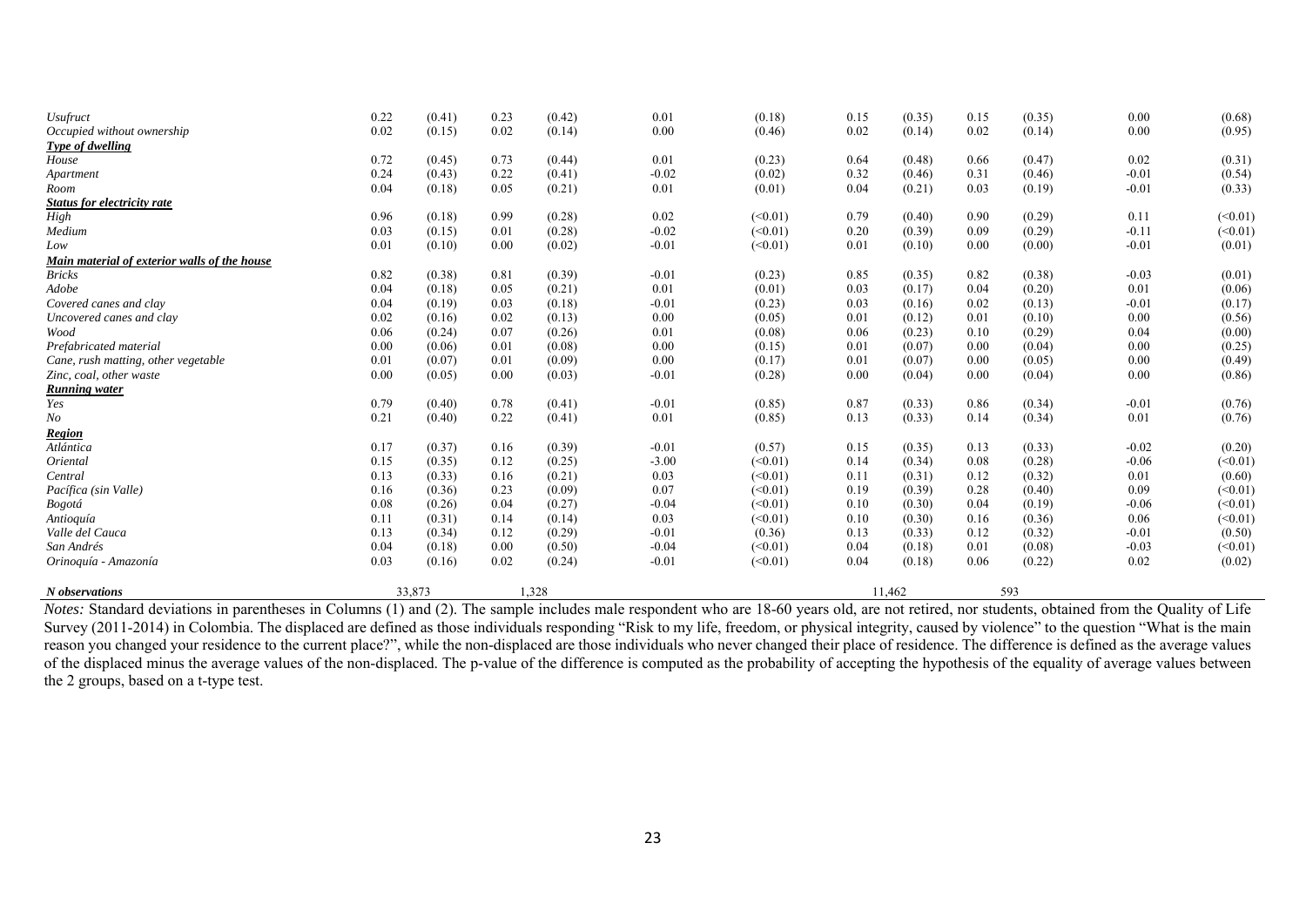| | | | | | | | | | | | | |
|---|---|---|---|---|---|---|---|---|---|---|---|---|
| *Usufruct* | 0.22 | (0.41) | 0.23 | (0.42) | 0.01 | (0.18) | 0.15 | (0.35) | 0.15 | (0.35) | 0.00 | (0.68) |
| *Occupied without ownership* | 0.02 | (0.15) | 0.02 | (0.14) | 0.00 | (0.46) | 0.02 | (0.14) | 0.02 | (0.14) | 0.00 | (0.95) |
| ***Type of dwelling*** | | | | | | | | | | | | |
| *House* | 0.72 | (0.45) | 0.73 | (0.44) | 0.01 | (0.23) | 0.64 | (0.48) | 0.66 | (0.47) | 0.02 | (0.31) |
| *Apartment* | 0.24 | (0.43) | 0.22 | (0.41) | -0.02 | (0.02) | 0.32 | (0.46) | 0.31 | (0.46) | -0.01 | (0.54) |
| *Room* | 0.04 | (0.18) | 0.05 | (0.21) | 0.01 | (0.01) | 0.04 | (0.21) | 0.03 | (0.19) | -0.01 | (0.33) |
| ***Status for electricity rate*** | | | | | | | | | | | | |
| *High* | 0.96 | (0.18) | 0.99 | (0.28) | 0.02 | (<0.01) | 0.79 | (0.40) | 0.90 | (0.29) | 0.11 | (<0.01) |
| *Medium* | 0.03 | (0.15) | 0.01 | (0.28) | -0.02 | (<0.01) | 0.20 | (0.39) | 0.09 | (0.29) | -0.11 | (<0.01) |
| *Low* | 0.01 | (0.10) | 0.00 | (0.02) | -0.01 | (<0.01) | 0.01 | (0.10) | 0.00 | (0.00) | -0.01 | (0.01) |
| ***Main material of exterior walls of the house*** | | | | | | | | | | | | |
| *Bricks* | 0.82 | (0.38) | 0.81 | (0.39) | -0.01 | (0.23) | 0.85 | (0.35) | 0.82 | (0.38) | -0.03 | (0.01) |
| *Adobe* | 0.04 | (0.18) | 0.05 | (0.21) | 0.01 | (0.01) | 0.03 | (0.17) | 0.04 | (0.20) | 0.01 | (0.06) |
| *Covered canes and clay* | 0.04 | (0.19) | 0.03 | (0.18) | -0.01 | (0.23) | 0.03 | (0.16) | 0.02 | (0.13) | -0.01 | (0.17) |
| *Uncovered canes and clay* | 0.02 | (0.16) | 0.02 | (0.13) | 0.00 | (0.05) | 0.01 | (0.12) | 0.01 | (0.10) | 0.00 | (0.56) |
| *Wood* | 0.06 | (0.24) | 0.07 | (0.26) | 0.01 | (0.08) | 0.06 | (0.23) | 0.10 | (0.29) | 0.04 | (0.00) |
| *Prefabricated material* | 0.00 | (0.06) | 0.01 | (0.08) | 0.00 | (0.15) | 0.01 | (0.07) | 0.00 | (0.04) | 0.00 | (0.25) |
| *Cane, rush matting, other vegetable* | 0.01 | (0.07) | 0.01 | (0.09) | 0.00 | (0.17) | 0.01 | (0.07) | 0.00 | (0.05) | 0.00 | (0.49) |
| *Zinc, coal, other waste* | 0.00 | (0.05) | 0.00 | (0.03) | -0.01 | (0.28) | 0.00 | (0.04) | 0.00 | (0.04) | 0.00 | (0.86) |
| ***Running water*** | | | | | | | | | | | | |
| *Yes* | 0.79 | (0.40) | 0.78 | (0.41) | -0.01 | (0.85) | 0.87 | (0.33) | 0.86 | (0.34) | -0.01 | (0.76) |
| *No* | 0.21 | (0.40) | 0.22 | (0.41) | 0.01 | (0.85) | 0.13 | (0.33) | 0.14 | (0.34) | 0.01 | (0.76) |
| ***Region*** | | | | | | | | | | | | |
| *Atlántica* | 0.17 | (0.37) | 0.16 | (0.39) | -0.01 | (0.57) | 0.15 | (0.35) | 0.13 | (0.33) | -0.02 | (0.20) |
| *Oriental* | 0.15 | (0.35) | 0.12 | (0.25) | -3.00 | (<0.01) | 0.14 | (0.34) | 0.08 | (0.28) | -0.06 | (<0.01) |
| *Central* | 0.13 | (0.33) | 0.16 | (0.21) | 0.03 | (<0.01) | 0.11 | (0.31) | 0.12 | (0.32) | 0.01 | (0.60) |
| *Pacífica (sin Valle)* | 0.16 | (0.36) | 0.23 | (0.09) | 0.07 | (<0.01) | 0.19 | (0.39) | 0.28 | (0.40) | 0.09 | (<0.01) |
| *Bogotá* | 0.08 | (0.26) | 0.04 | (0.27) | -0.04 | (<0.01) | 0.10 | (0.30) | 0.04 | (0.19) | -0.06 | (<0.01) |
| *Antioquía* | 0.11 | (0.31) | 0.14 | (0.14) | 0.03 | (<0.01) | 0.10 | (0.30) | 0.16 | (0.36) | 0.06 | (<0.01) |
| *Valle del Cauca* | 0.13 | (0.34) | 0.12 | (0.29) | -0.01 | (0.36) | 0.13 | (0.33) | 0.12 | (0.32) | -0.01 | (0.50) |
| *San Andrés* | 0.04 | (0.18) | 0.00 | (0.50) | -0.04 | (<0.01) | 0.04 | (0.18) | 0.01 | (0.08) | -0.03 | (<0.01) |
| *Orinoquía - Amazonía* | 0.03 | (0.16) | 0.02 | (0.24) | -0.01 | (<0.01) | 0.04 | (0.18) | 0.06 | (0.22) | 0.02 | (0.02) |
| ***N observations*** | 33,873 | | 1,328 | | | | 11,462 | | 593 | | | |

*Notes:* Standard deviations in parentheses in Columns (1) and (2). The sample includes male respondent who are 18-60 years old, are not retired, nor students, obtained from the Quality of Life Survey (2011-2014) in Colombia. The displaced are defined as those individuals responding "Risk to my life, freedom, or physical integrity, caused by violence" to the question "What is the main reason you changed your residence to the current place?", while the non-displaced are those individuals who never changed their place of residence. The difference is defined as the average values of the displaced minus the average values of the non-displaced. The p-value of the difference is computed as the probability of accepting the hypothesis of the equality of average values between the 2 groups, based on a t-type test.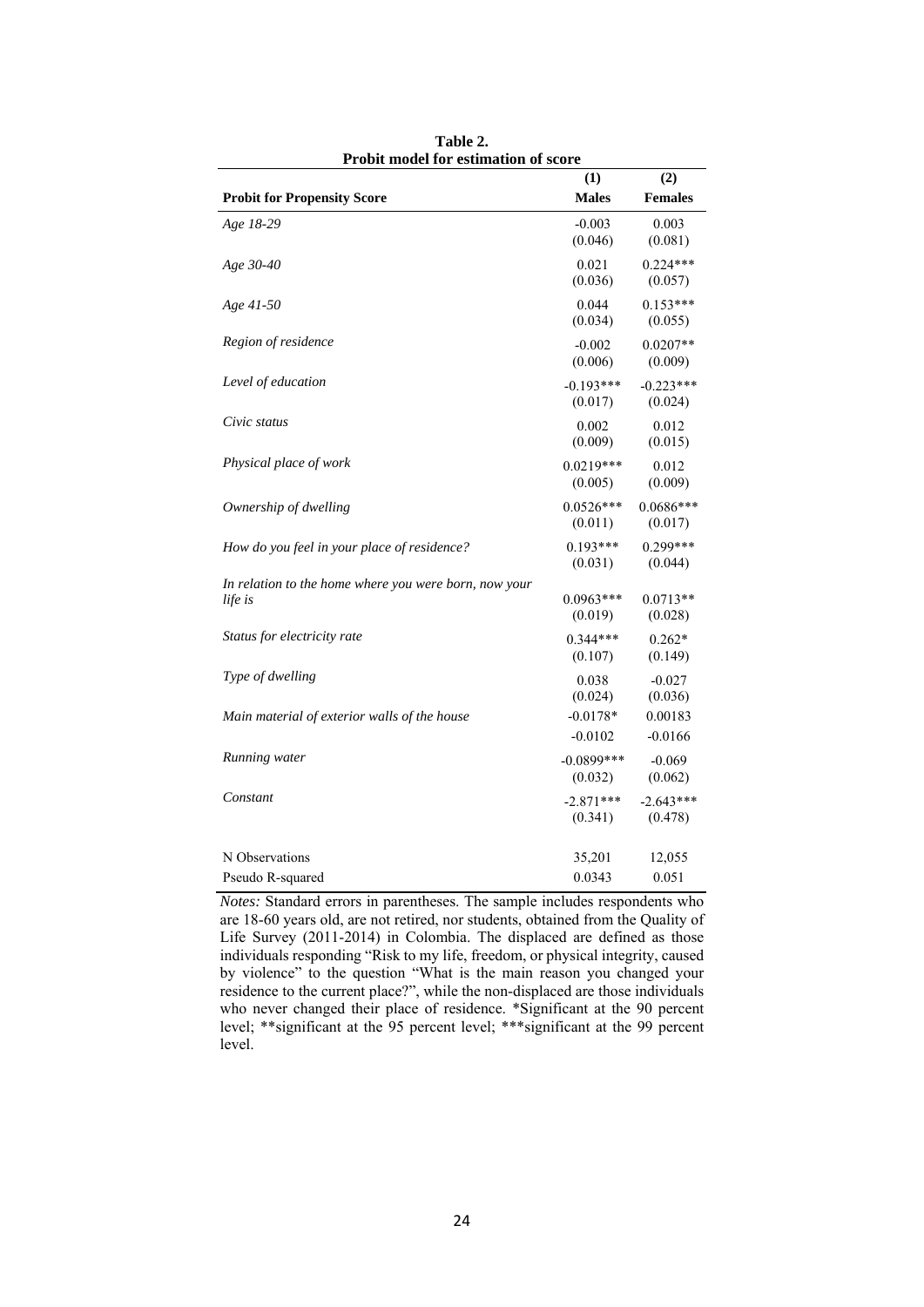**Table 2.**
**Probit model for estimation of score**

| | (1) | (2) |
|---|---|---|
| **Probit for Propensity Score** | **Males** | **Females** |
| *Age 18-29* | -0.003 | 0.003 |
| | (0.046) | (0.081) |
| *Age 30-40* | 0.021 | 0.224*** |
| | (0.036) | (0.057) |
| *Age 41-50* | 0.044 | 0.153*** |
| | (0.034) | (0.055) |
| *Region of residence* | -0.002 | 0.0207** |
| | (0.006) | (0.009) |
| *Level of education* | -0.193*** | -0.223*** |
| | (0.017) | (0.024) |
| *Civic status* | 0.002 | 0.012 |
| | (0.009) | (0.015) |
| *Physical place of work* | 0.0219*** | 0.012 |
| | (0.005) | (0.009) |
| *Ownership of dwelling* | 0.0526*** | 0.0686*** |
| | (0.011) | (0.017) |
| *How do you feel in your place of residence?* | 0.193*** | 0.299*** |
| | (0.031) | (0.044) |
| *In relation to the home where you were born, now your life is* | 0.0963*** | 0.0713** |
| | (0.019) | (0.028) |
| *Status for electricity rate* | 0.344*** | 0.262* |
| | (0.107) | (0.149) |
| *Type of dwelling* | 0.038 | -0.027 |
| | (0.024) | (0.036) |
| *Main material of exterior walls of the house* | -0.0178* | 0.00183 |
| | -0.0102 | -0.0166 |
| *Running water* | -0.0899*** | -0.069 |
| | (0.032) | (0.062) |
| *Constant* | -2.871*** | -2.643*** |
| | (0.341) | (0.478) |
| N Observations | 35,201 | 12,055 |
| Pseudo R-squared | 0.0343 | 0.051 |

*Notes:* Standard errors in parentheses. The sample includes respondents who are 18-60 years old, are not retired, nor students, obtained from the Quality of Life Survey (2011-2014) in Colombia. The displaced are defined as those individuals responding "Risk to my life, freedom, or physical integrity, caused by violence" to the question "What is the main reason you changed your residence to the current place?", while the non-displaced are those individuals who never changed their place of residence. *Significant at the 90 percent level; **significant at the 95 percent level; ***significant at the 99 percent level.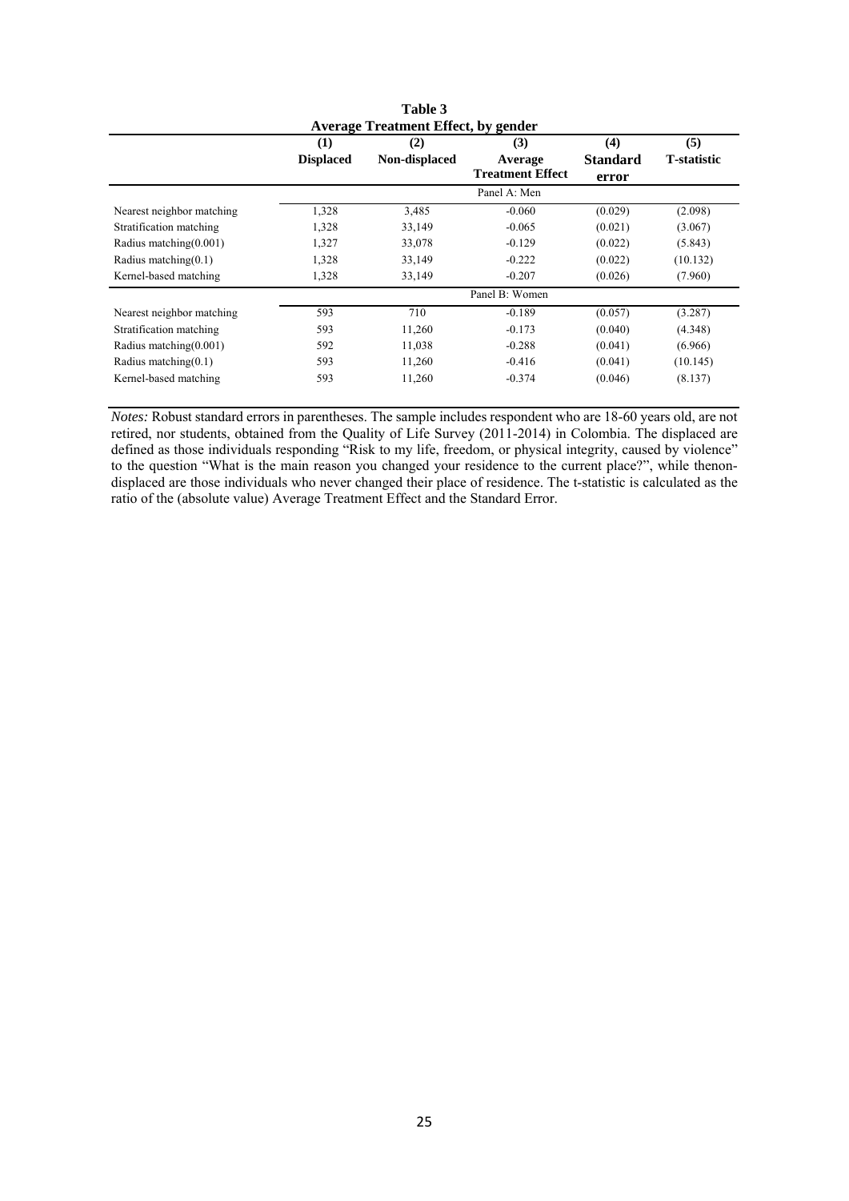**Table 3**
**Average Treatment Effect, by gender**

| | (1) Displaced | (2) Non-displaced | (3) Average Treatment Effect | (4) Standard error | (5) T-statistic |
|---|---|---|---|---|---|
| | | | Panel A: Men | | |
| Nearest neighbor matching | 1,328 | 3,485 | -0.060 | (0.029) | (2.098) |
| Stratification matching | 1,328 | 33,149 | -0.065 | (0.021) | (3.067) |
| Radius matching(0.001) | 1,327 | 33,078 | -0.129 | (0.022) | (5.843) |
| Radius matching(0.1) | 1,328 | 33,149 | -0.222 | (0.022) | (10.132) |
| Kernel-based matching | 1,328 | 33,149 | -0.207 | (0.026) | (7.960) |
| | | | Panel B: Women | | |
| Nearest neighbor matching | 593 | 710 | -0.189 | (0.057) | (3.287) |
| Stratification matching | 593 | 11,260 | -0.173 | (0.040) | (4.348) |
| Radius matching(0.001) | 592 | 11,038 | -0.288 | (0.041) | (6.966) |
| Radius matching(0.1) | 593 | 11,260 | -0.416 | (0.041) | (10.145) |
| Kernel-based matching | 593 | 11,260 | -0.374 | (0.046) | (8.137) |

*Notes:* Robust standard errors in parentheses. The sample includes respondent who are 18-60 years old, are not retired, nor students, obtained from the Quality of Life Survey (2011-2014) in Colombia. The displaced are defined as those individuals responding "Risk to my life, freedom, or physical integrity, caused by violence" to the question "What is the main reason you changed your residence to the current place?", while thenon-displaced are those individuals who never changed their place of residence. The t-statistic is calculated as the ratio of the (absolute value) Average Treatment Effect and the Standard Error.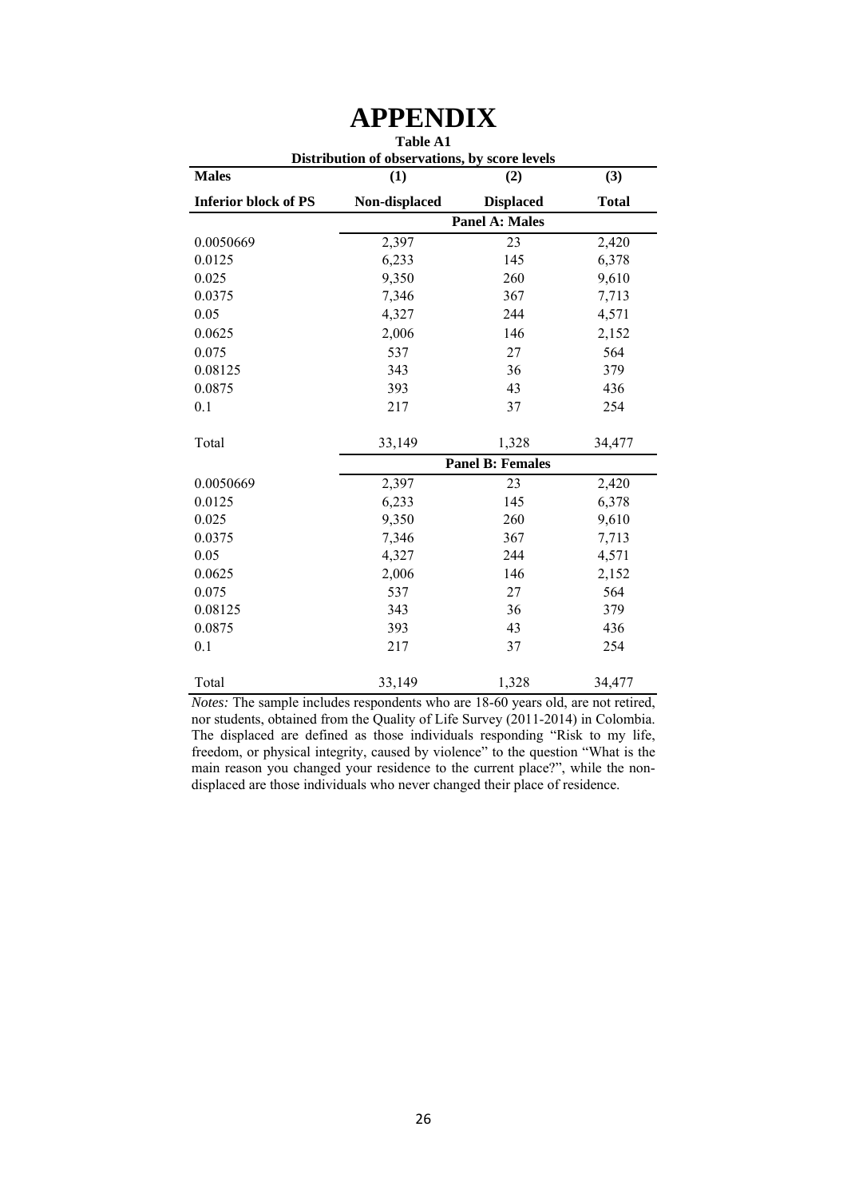# APPENDIX

**Table A1**

**Distribution of observations, by score levels**

| **Males** | **(1)** | **(2)** | **(3)** |
|---|---|---|---|
| **Inferior block of PS** | **Non-displaced** | **Displaced** | **Total** |
| | | **Panel A: Males** | |
| 0.0050669 | 2,397 | 23 | 2,420 |
| 0.0125 | 6,233 | 145 | 6,378 |
| 0.025 | 9,350 | 260 | 9,610 |
| 0.0375 | 7,346 | 367 | 7,713 |
| 0.05 | 4,327 | 244 | 4,571 |
| 0.0625 | 2,006 | 146 | 2,152 |
| 0.075 | 537 | 27 | 564 |
| 0.08125 | 343 | 36 | 379 |
| 0.0875 | 393 | 43 | 436 |
| 0.1 | 217 | 37 | 254 |
| Total | 33,149 | 1,328 | 34,477 |
| | | **Panel B: Females** | |
| 0.0050669 | 2,397 | 23 | 2,420 |
| 0.0125 | 6,233 | 145 | 6,378 |
| 0.025 | 9,350 | 260 | 9,610 |
| 0.0375 | 7,346 | 367 | 7,713 |
| 0.05 | 4,327 | 244 | 4,571 |
| 0.0625 | 2,006 | 146 | 2,152 |
| 0.075 | 537 | 27 | 564 |
| 0.08125 | 343 | 36 | 379 |
| 0.0875 | 393 | 43 | 436 |
| 0.1 | 217 | 37 | 254 |
| Total | 33,149 | 1,328 | 34,477 |

*Notes:* The sample includes respondents who are 18-60 years old, are not retired, nor students, obtained from the Quality of Life Survey (2011-2014) in Colombia. The displaced are defined as those individuals responding "Risk to my life, freedom, or physical integrity, caused by violence" to the question "What is the main reason you changed your residence to the current place?", while the non-displaced are those individuals who never changed their place of residence.